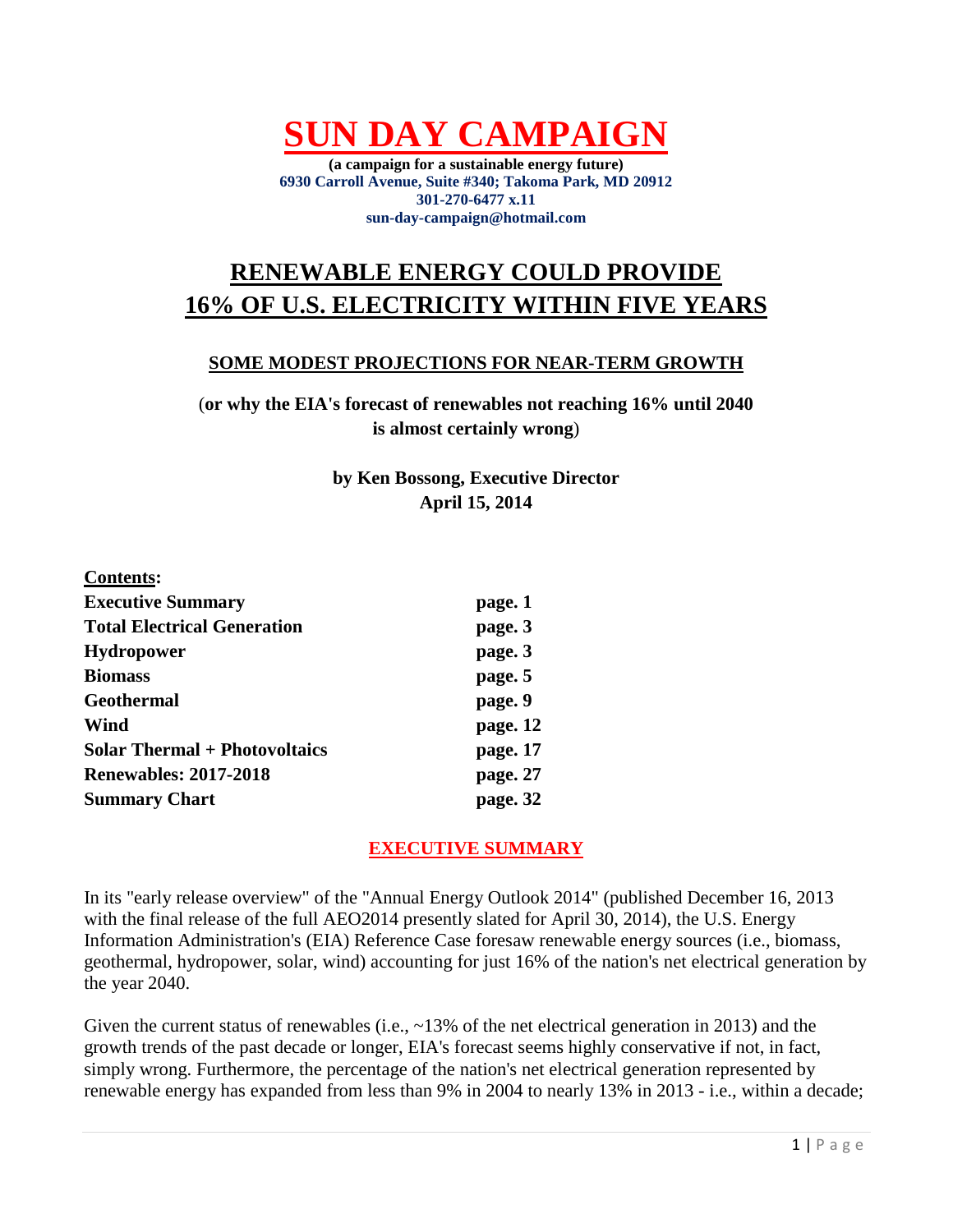# SUN DAY CAMPAIGN

**(a campaign for a sustainable energy future)**
**6930 Carroll Avenue, Suite #340; Takoma Park, MD 20912**
**301-270-6477 x.11**
**sun-day-campaign@hotmail.com**

## RENEWABLE ENERGY COULD PROVIDE 16% OF U.S. ELECTRICITY WITHIN FIVE YEARS

### SOME MODEST PROJECTIONS FOR NEAR-TERM GROWTH

(**or why the EIA's forecast of renewables not reaching 16% until 2040 is almost certainly wrong**)

**by Ken Bossong, Executive Director**
**April 15, 2014**

**Contents:**

| | |
|---|---|
| **Executive Summary** | **page. 1** |
| **Total Electrical Generation** | **page. 3** |
| **Hydropower** | **page. 3** |
| **Biomass** | **page. 5** |
| **Geothermal** | **page. 9** |
| **Wind** | **page. 12** |
| **Solar Thermal + Photovoltaics** | **page. 17** |
| **Renewables: 2017-2018** | **page. 27** |
| **Summary Chart** | **page. 32** |

## EXECUTIVE SUMMARY

In its "early release overview" of the "Annual Energy Outlook 2014" (published December 16, 2013 with the final release of the full AEO2014 presently slated for April 30, 2014), the U.S. Energy Information Administration's (EIA) Reference Case foresaw renewable energy sources (i.e., biomass, geothermal, hydropower, solar, wind) accounting for just 16% of the nation's net electrical generation by the year 2040.

Given the current status of renewables (i.e., ~13% of the net electrical generation in 2013) and the growth trends of the past decade or longer, EIA's forecast seems highly conservative if not, in fact, simply wrong. Furthermore, the percentage of the nation's net electrical generation represented by renewable energy has expanded from less than 9% in 2004 to nearly 13% in 2013 - i.e., within a decade;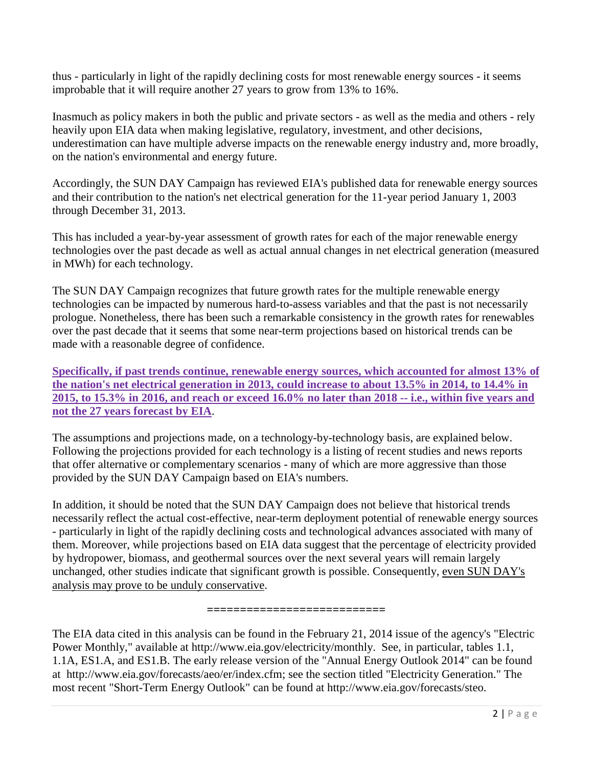thus - particularly in light of the rapidly declining costs for most renewable energy sources - it seems improbable that it will require another 27 years to grow from 13% to 16%.

Inasmuch as policy makers in both the public and private sectors - as well as the media and others - rely heavily upon EIA data when making legislative, regulatory, investment, and other decisions, underestimation can have multiple adverse impacts on the renewable energy industry and, more broadly, on the nation's environmental and energy future.

Accordingly, the SUN DAY Campaign has reviewed EIA's published data for renewable energy sources and their contribution to the nation's net electrical generation for the 11-year period January 1, 2003 through December 31, 2013.

This has included a year-by-year assessment of growth rates for each of the major renewable energy technologies over the past decade as well as actual annual changes in net electrical generation (measured in MWh) for each technology.

The SUN DAY Campaign recognizes that future growth rates for the multiple renewable energy technologies can be impacted by numerous hard-to-assess variables and that the past is not necessarily prologue. Nonetheless, there has been such a remarkable consistency in the growth rates for renewables over the past decade that it seems that some near-term projections based on historical trends can be made with a reasonable degree of confidence.

**Specifically, if past trends continue, renewable energy sources, which accounted for almost 13% of the nation's net electrical generation in 2013, could increase to about 13.5% in 2014, to 14.4% in 2015, to 15.3% in 2016, and reach or exceed 16.0% no later than 2018 -- i.e., within five years and not the 27 years forecast by EIA**.

The assumptions and projections made, on a technology-by-technology basis, are explained below. Following the projections provided for each technology is a listing of recent studies and news reports that offer alternative or complementary scenarios - many of which are more aggressive than those provided by the SUN DAY Campaign based on EIA's numbers.

In addition, it should be noted that the SUN DAY Campaign does not believe that historical trends necessarily reflect the actual cost-effective, near-term deployment potential of renewable energy sources - particularly in light of the rapidly declining costs and technological advances associated with many of them. Moreover, while projections based on EIA data suggest that the percentage of electricity provided by hydropower, biomass, and geothermal sources over the next several years will remain largely unchanged, other studies indicate that significant growth is possible. Consequently, even SUN DAY's analysis may prove to be unduly conservative.

==========================

The EIA data cited in this analysis can be found in the February 21, 2014 issue of the agency's "Electric Power Monthly," available at http://www.eia.gov/electricity/monthly. See, in particular, tables 1.1, 1.1A, ES1.A, and ES1.B. The early release version of the "Annual Energy Outlook 2014" can be found at http://www.eia.gov/forecasts/aeo/er/index.cfm; see the section titled "Electricity Generation." The most recent "Short-Term Energy Outlook" can be found at http://www.eia.gov/forecasts/steo.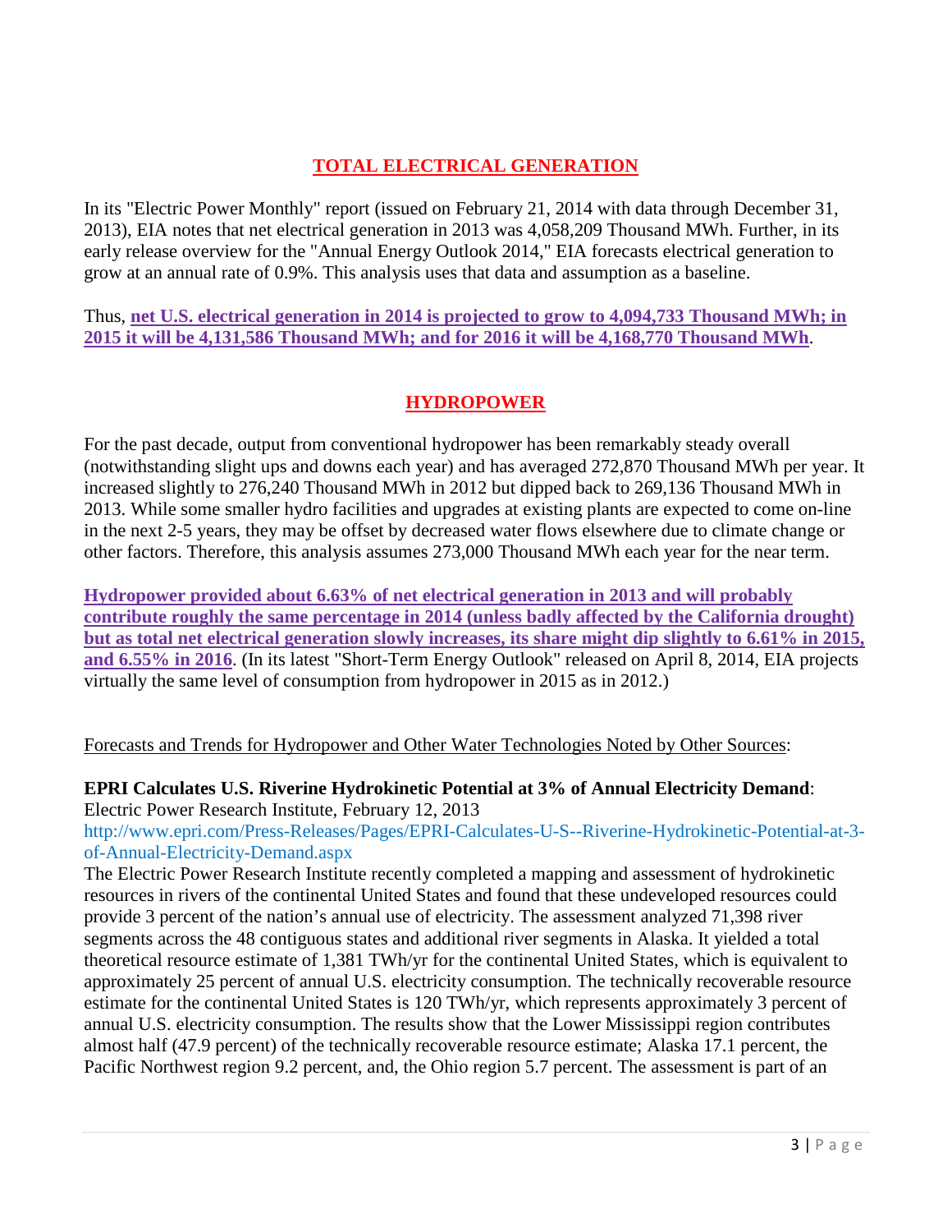## TOTAL ELECTRICAL GENERATION

In its "Electric Power Monthly" report (issued on February 21, 2014 with data through December 31, 2013), EIA notes that net electrical generation in 2013 was 4,058,209 Thousand MWh. Further, in its early release overview for the "Annual Energy Outlook 2014," EIA forecasts electrical generation to grow at an annual rate of 0.9%. This analysis uses that data and assumption as a baseline.

Thus, **net U.S. electrical generation in 2014 is projected to grow to 4,094,733 Thousand MWh; in 2015 it will be 4,131,586 Thousand MWh; and for 2016 it will be 4,168,770 Thousand MWh**.

## HYDROPOWER

For the past decade, output from conventional hydropower has been remarkably steady overall (notwithstanding slight ups and downs each year) and has averaged 272,870 Thousand MWh per year. It increased slightly to 276,240 Thousand MWh in 2012 but dipped back to 269,136 Thousand MWh in 2013. While some smaller hydro facilities and upgrades at existing plants are expected to come on-line in the next 2-5 years, they may be offset by decreased water flows elsewhere due to climate change or other factors. Therefore, this analysis assumes 273,000 Thousand MWh each year for the near term.

**Hydropower provided about 6.63% of net electrical generation in 2013 and will probably contribute roughly the same percentage in 2014 (unless badly affected by the California drought) but as total net electrical generation slowly increases, its share might dip slightly to 6.61% in 2015, and 6.55% in 2016**. (In its latest "Short-Term Energy Outlook" released on April 8, 2014, EIA projects virtually the same level of consumption from hydropower in 2015 as in 2012.)

Forecasts and Trends for Hydropower and Other Water Technologies Noted by Other Sources:

**EPRI Calculates U.S. Riverine Hydrokinetic Potential at 3% of Annual Electricity Demand**:
Electric Power Research Institute, February 12, 2013
http://www.epri.com/Press-Releases/Pages/EPRI-Calculates-U-S--Riverine-Hydrokinetic-Potential-at-3-of-Annual-Electricity-Demand.aspx
The Electric Power Research Institute recently completed a mapping and assessment of hydrokinetic resources in rivers of the continental United States and found that these undeveloped resources could provide 3 percent of the nation's annual use of electricity. The assessment analyzed 71,398 river segments across the 48 contiguous states and additional river segments in Alaska. It yielded a total theoretical resource estimate of 1,381 TWh/yr for the continental United States, which is equivalent to approximately 25 percent of annual U.S. electricity consumption. The technically recoverable resource estimate for the continental United States is 120 TWh/yr, which represents approximately 3 percent of annual U.S. electricity consumption. The results show that the Lower Mississippi region contributes almost half (47.9 percent) of the technically recoverable resource estimate; Alaska 17.1 percent, the Pacific Northwest region 9.2 percent, and, the Ohio region 5.7 percent. The assessment is part of an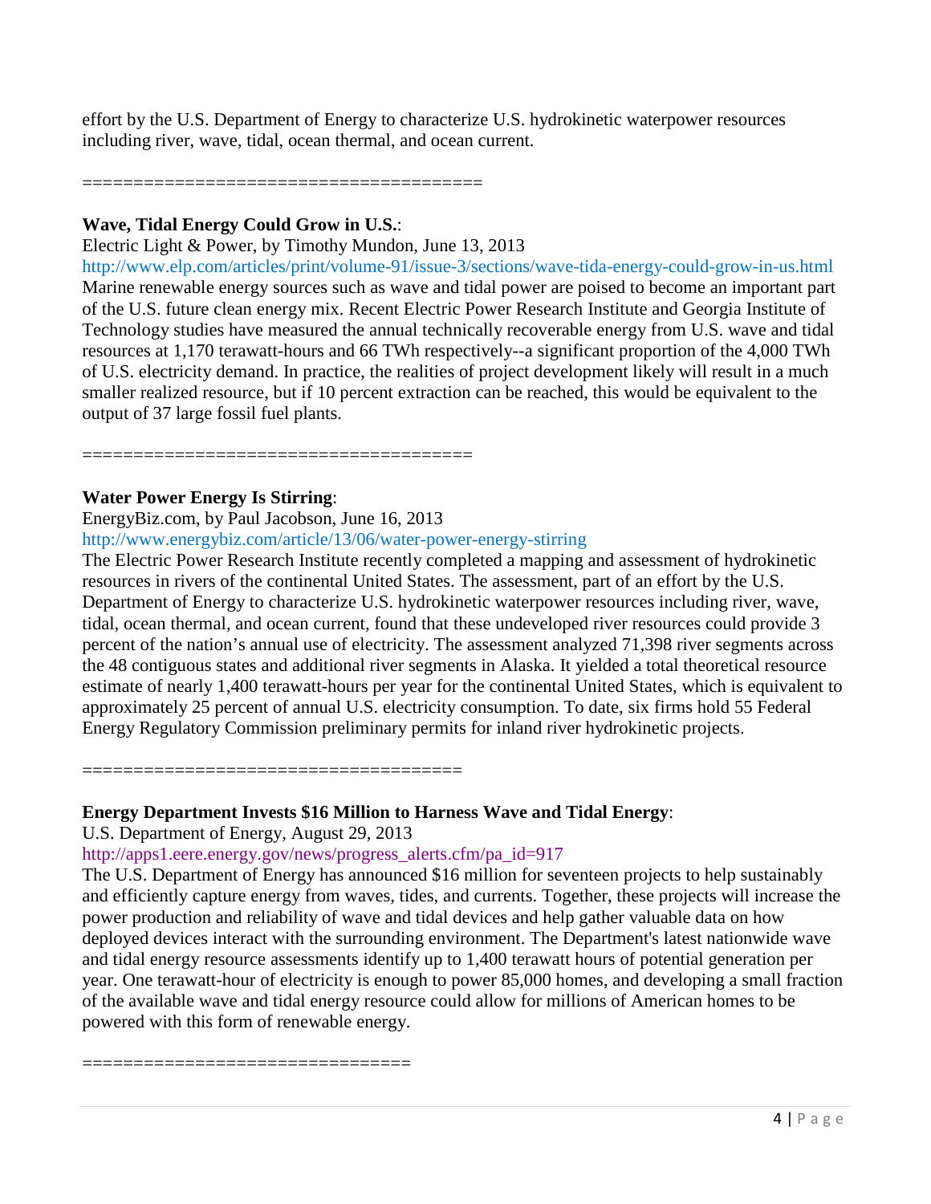effort by the U.S. Department of Energy to characterize U.S. hydrokinetic waterpower resources including river, wave, tidal, ocean thermal, and ocean current.

======================================

**Wave, Tidal Energy Could Grow in U.S.**:

Electric Light & Power, by Timothy Mundon, June 13, 2013

http://www.elp.com/articles/print/volume-91/issue-3/sections/wave-tida-energy-could-grow-in-us.html

Marine renewable energy sources such as wave and tidal power are poised to become an important part of the U.S. future clean energy mix. Recent Electric Power Research Institute and Georgia Institute of Technology studies have measured the annual technically recoverable energy from U.S. wave and tidal resources at 1,170 terawatt-hours and 66 TWh respectively--a significant proportion of the 4,000 TWh of U.S. electricity demand. In practice, the realities of project development likely will result in a much smaller realized resource, but if 10 percent extraction can be reached, this would be equivalent to the output of 37 large fossil fuel plants.

=====================================

**Water Power Energy Is Stirring**:

EnergyBiz.com, by Paul Jacobson, June 16, 2013

http://www.energybiz.com/article/13/06/water-power-energy-stirring

The Electric Power Research Institute recently completed a mapping and assessment of hydrokinetic resources in rivers of the continental United States. The assessment, part of an effort by the U.S. Department of Energy to characterize U.S. hydrokinetic waterpower resources including river, wave, tidal, ocean thermal, and ocean current, found that these undeveloped river resources could provide 3 percent of the nation's annual use of electricity. The assessment analyzed 71,398 river segments across the 48 contiguous states and additional river segments in Alaska. It yielded a total theoretical resource estimate of nearly 1,400 terawatt-hours per year for the continental United States, which is equivalent to approximately 25 percent of annual U.S. electricity consumption. To date, six firms hold 55 Federal Energy Regulatory Commission preliminary permits for inland river hydrokinetic projects.

====================================

**Energy Department Invests $16 Million to Harness Wave and Tidal Energy**:

U.S. Department of Energy, August 29, 2013

http://apps1.eere.energy.gov/news/progress_alerts.cfm/pa_id=917

The U.S. Department of Energy has announced $16 million for seventeen projects to help sustainably and efficiently capture energy from waves, tides, and currents. Together, these projects will increase the power production and reliability of wave and tidal devices and help gather valuable data on how deployed devices interact with the surrounding environment. The Department's latest nationwide wave and tidal energy resource assessments identify up to 1,400 terawatt hours of potential generation per year. One terawatt-hour of electricity is enough to power 85,000 homes, and developing a small fraction of the available wave and tidal energy resource could allow for millions of American homes to be powered with this form of renewable energy.

===============================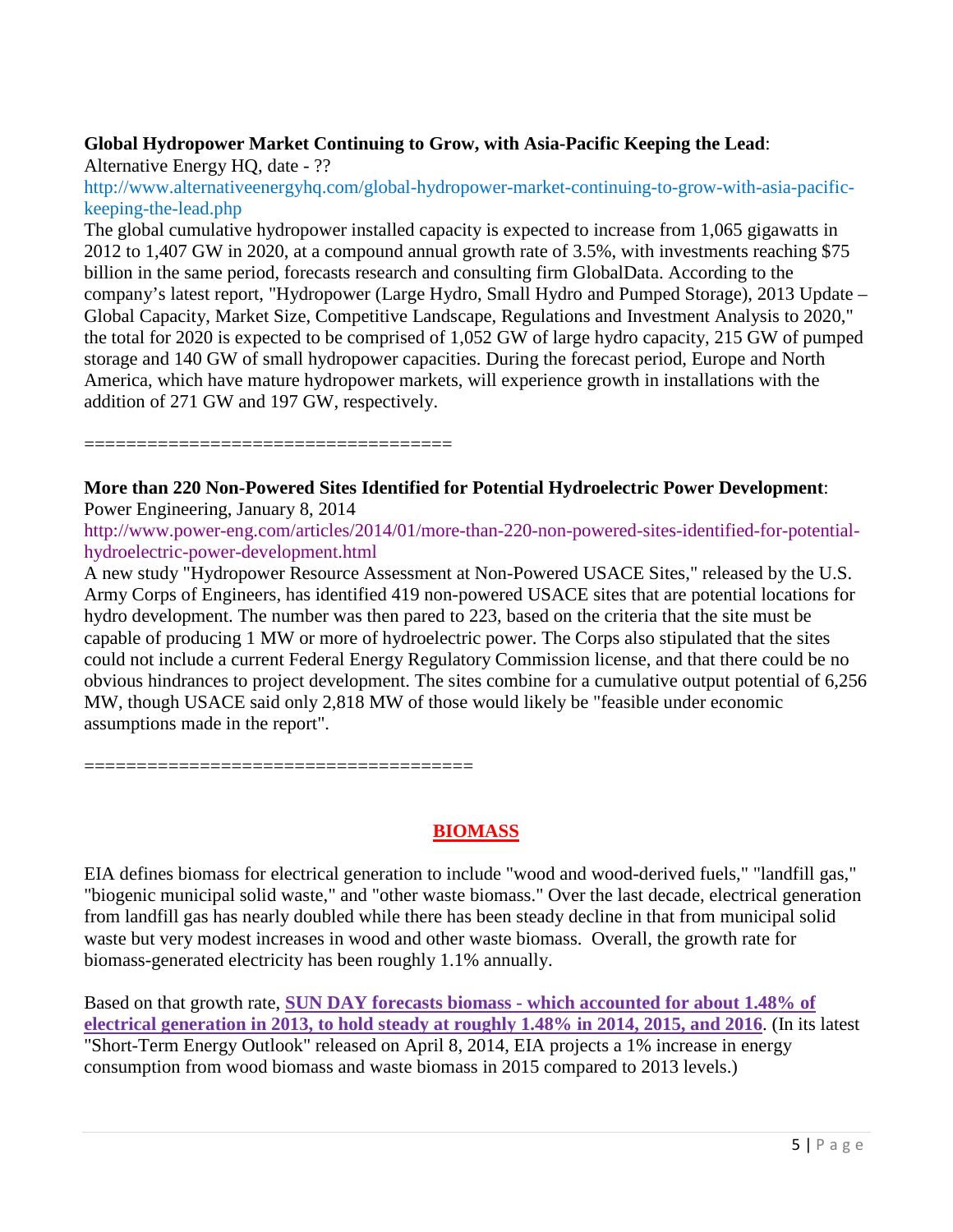**Global Hydropower Market Continuing to Grow, with Asia-Pacific Keeping the Lead**:

Alternative Energy HQ, date - ??

http://www.alternativeenergyhq.com/global-hydropower-market-continuing-to-grow-with-asia-pacific-keeping-the-lead.php

The global cumulative hydropower installed capacity is expected to increase from 1,065 gigawatts in 2012 to 1,407 GW in 2020, at a compound annual growth rate of 3.5%, with investments reaching $75 billion in the same period, forecasts research and consulting firm GlobalData. According to the company's latest report, "Hydropower (Large Hydro, Small Hydro and Pumped Storage), 2013 Update – Global Capacity, Market Size, Competitive Landscape, Regulations and Investment Analysis to 2020," the total for 2020 is expected to be comprised of 1,052 GW of large hydro capacity, 215 GW of pumped storage and 140 GW of small hydropower capacities. During the forecast period, Europe and North America, which have mature hydropower markets, will experience growth in installations with the addition of 271 GW and 197 GW, respectively.

==================================

**More than 220 Non-Powered Sites Identified for Potential Hydroelectric Power Development**:

Power Engineering, January 8, 2014

http://www.power-eng.com/articles/2014/01/more-than-220-non-powered-sites-identified-for-potential-hydroelectric-power-development.html

A new study "Hydropower Resource Assessment at Non-Powered USACE Sites," released by the U.S. Army Corps of Engineers, has identified 419 non-powered USACE sites that are potential locations for hydro development. The number was then pared to 223, based on the criteria that the site must be capable of producing 1 MW or more of hydroelectric power. The Corps also stipulated that the sites could not include a current Federal Energy Regulatory Commission license, and that there could be no obvious hindrances to project development. The sites combine for a cumulative output potential of 6,256 MW, though USACE said only 2,818 MW of those would likely be "feasible under economic assumptions made in the report".

====================================

## BIOMASS

EIA defines biomass for electrical generation to include "wood and wood-derived fuels," "landfill gas," "biogenic municipal solid waste," and "other waste biomass." Over the last decade, electrical generation from landfill gas has nearly doubled while there has been steady decline in that from municipal solid waste but very modest increases in wood and other waste biomass. Overall, the growth rate for biomass-generated electricity has been roughly 1.1% annually.

Based on that growth rate, **SUN DAY forecasts biomass - which accounted for about 1.48% of electrical generation in 2013, to hold steady at roughly 1.48% in 2014, 2015, and 2016**. (In its latest "Short-Term Energy Outlook" released on April 8, 2014, EIA projects a 1% increase in energy consumption from wood biomass and waste biomass in 2015 compared to 2013 levels.)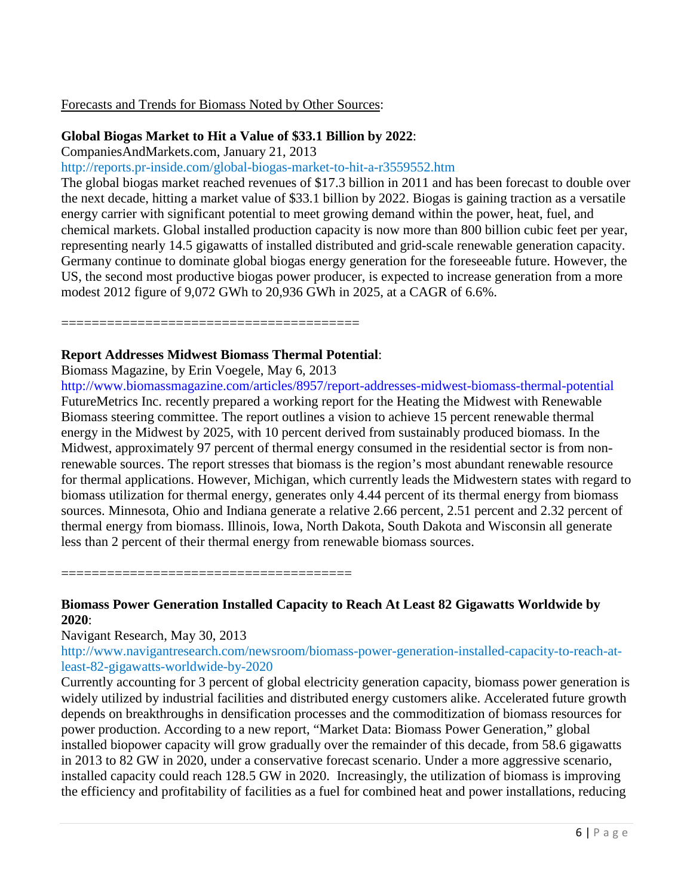Forecasts and Trends for Biomass Noted by Other Sources:

**Global Biogas Market to Hit a Value of $33.1 Billion by 2022**:

CompaniesAndMarkets.com, January 21, 2013

http://reports.pr-inside.com/global-biogas-market-to-hit-a-r3559552.htm

The global biogas market reached revenues of $17.3 billion in 2011 and has been forecast to double over the next decade, hitting a market value of $33.1 billion by 2022. Biogas is gaining traction as a versatile energy carrier with significant potential to meet growing demand within the power, heat, fuel, and chemical markets. Global installed production capacity is now more than 800 billion cubic feet per year, representing nearly 14.5 gigawatts of installed distributed and grid-scale renewable generation capacity. Germany continue to dominate global biogas energy generation for the foreseeable future. However, the US, the second most productive biogas power producer, is expected to increase generation from a more modest 2012 figure of 9,072 GWh to 20,936 GWh in 2025, at a CAGR of 6.6%.

=====================================

**Report Addresses Midwest Biomass Thermal Potential**:

Biomass Magazine, by Erin Voegele, May 6, 2013

http://www.biomassmagazine.com/articles/8957/report-addresses-midwest-biomass-thermal-potential

FutureMetrics Inc. recently prepared a working report for the Heating the Midwest with Renewable Biomass steering committee. The report outlines a vision to achieve 15 percent renewable thermal energy in the Midwest by 2025, with 10 percent derived from sustainably produced biomass. In the Midwest, approximately 97 percent of thermal energy consumed in the residential sector is from non-renewable sources. The report stresses that biomass is the region's most abundant renewable resource for thermal applications. However, Michigan, which currently leads the Midwestern states with regard to biomass utilization for thermal energy, generates only 4.44 percent of its thermal energy from biomass sources. Minnesota, Ohio and Indiana generate a relative 2.66 percent, 2.51 percent and 2.32 percent of thermal energy from biomass. Illinois, Iowa, North Dakota, South Dakota and Wisconsin all generate less than 2 percent of their thermal energy from renewable biomass sources.

=====================================

**Biomass Power Generation Installed Capacity to Reach At Least 82 Gigawatts Worldwide by 2020**:

Navigant Research, May 30, 2013

http://www.navigantresearch.com/newsroom/biomass-power-generation-installed-capacity-to-reach-at-least-82-gigawatts-worldwide-by-2020

Currently accounting for 3 percent of global electricity generation capacity, biomass power generation is widely utilized by industrial facilities and distributed energy customers alike. Accelerated future growth depends on breakthroughs in densification processes and the commoditization of biomass resources for power production. According to a new report, "Market Data: Biomass Power Generation," global installed biopower capacity will grow gradually over the remainder of this decade, from 58.6 gigawatts in 2013 to 82 GW in 2020, under a conservative forecast scenario. Under a more aggressive scenario, installed capacity could reach 128.5 GW in 2020. Increasingly, the utilization of biomass is improving the efficiency and profitability of facilities as a fuel for combined heat and power installations, reducing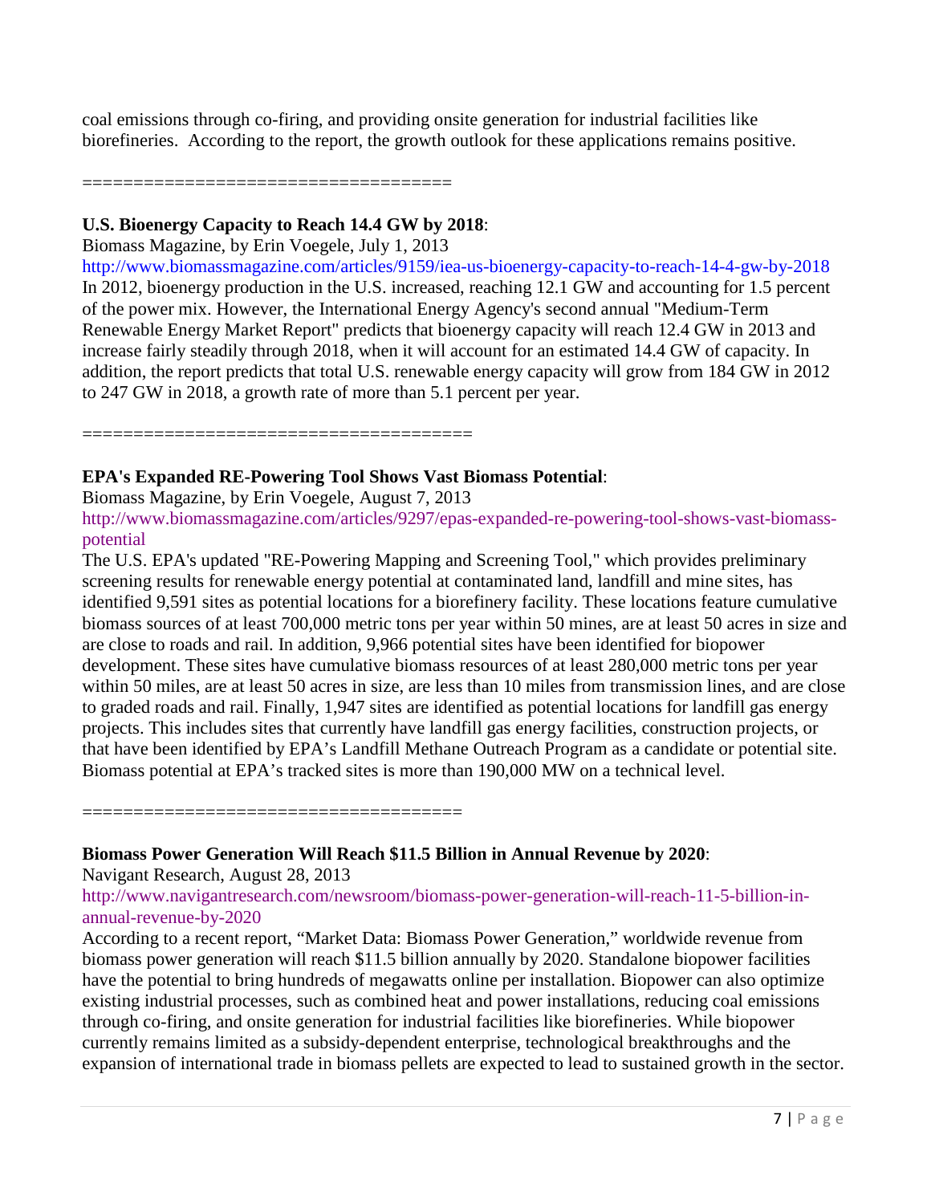coal emissions through co-firing, and providing onsite generation for industrial facilities like biorefineries. According to the report, the growth outlook for these applications remains positive.

===================================

**U.S. Bioenergy Capacity to Reach 14.4 GW by 2018**:

Biomass Magazine, by Erin Voegele, July 1, 2013

http://www.biomassmagazine.com/articles/9159/iea-us-bioenergy-capacity-to-reach-14-4-gw-by-2018

In 2012, bioenergy production in the U.S. increased, reaching 12.1 GW and accounting for 1.5 percent of the power mix. However, the International Energy Agency's second annual "Medium-Term Renewable Energy Market Report" predicts that bioenergy capacity will reach 12.4 GW in 2013 and increase fairly steadily through 2018, when it will account for an estimated 14.4 GW of capacity. In addition, the report predicts that total U.S. renewable energy capacity will grow from 184 GW in 2012 to 247 GW in 2018, a growth rate of more than 5.1 percent per year.

====================================

**EPA's Expanded RE-Powering Tool Shows Vast Biomass Potential**:

Biomass Magazine, by Erin Voegele, August 7, 2013

http://www.biomassmagazine.com/articles/9297/epas-expanded-re-powering-tool-shows-vast-biomass-potential

The U.S. EPA's updated "RE-Powering Mapping and Screening Tool," which provides preliminary screening results for renewable energy potential at contaminated land, landfill and mine sites, has identified 9,591 sites as potential locations for a biorefinery facility. These locations feature cumulative biomass sources of at least 700,000 metric tons per year within 50 mines, are at least 50 acres in size and are close to roads and rail. In addition, 9,966 potential sites have been identified for biopower development. These sites have cumulative biomass resources of at least 280,000 metric tons per year within 50 miles, are at least 50 acres in size, are less than 10 miles from transmission lines, and are close to graded roads and rail. Finally, 1,947 sites are identified as potential locations for landfill gas energy projects. This includes sites that currently have landfill gas energy facilities, construction projects, or that have been identified by EPA's Landfill Methane Outreach Program as a candidate or potential site. Biomass potential at EPA's tracked sites is more than 190,000 MW on a technical level.

===================================

**Biomass Power Generation Will Reach $11.5 Billion in Annual Revenue by 2020**:

Navigant Research, August 28, 2013

http://www.navigantresearch.com/newsroom/biomass-power-generation-will-reach-11-5-billion-in-annual-revenue-by-2020

According to a recent report, "Market Data: Biomass Power Generation," worldwide revenue from biomass power generation will reach $11.5 billion annually by 2020. Standalone biopower facilities have the potential to bring hundreds of megawatts online per installation. Biopower can also optimize existing industrial processes, such as combined heat and power installations, reducing coal emissions through co-firing, and onsite generation for industrial facilities like biorefineries. While biopower currently remains limited as a subsidy-dependent enterprise, technological breakthroughs and the expansion of international trade in biomass pellets are expected to lead to sustained growth in the sector.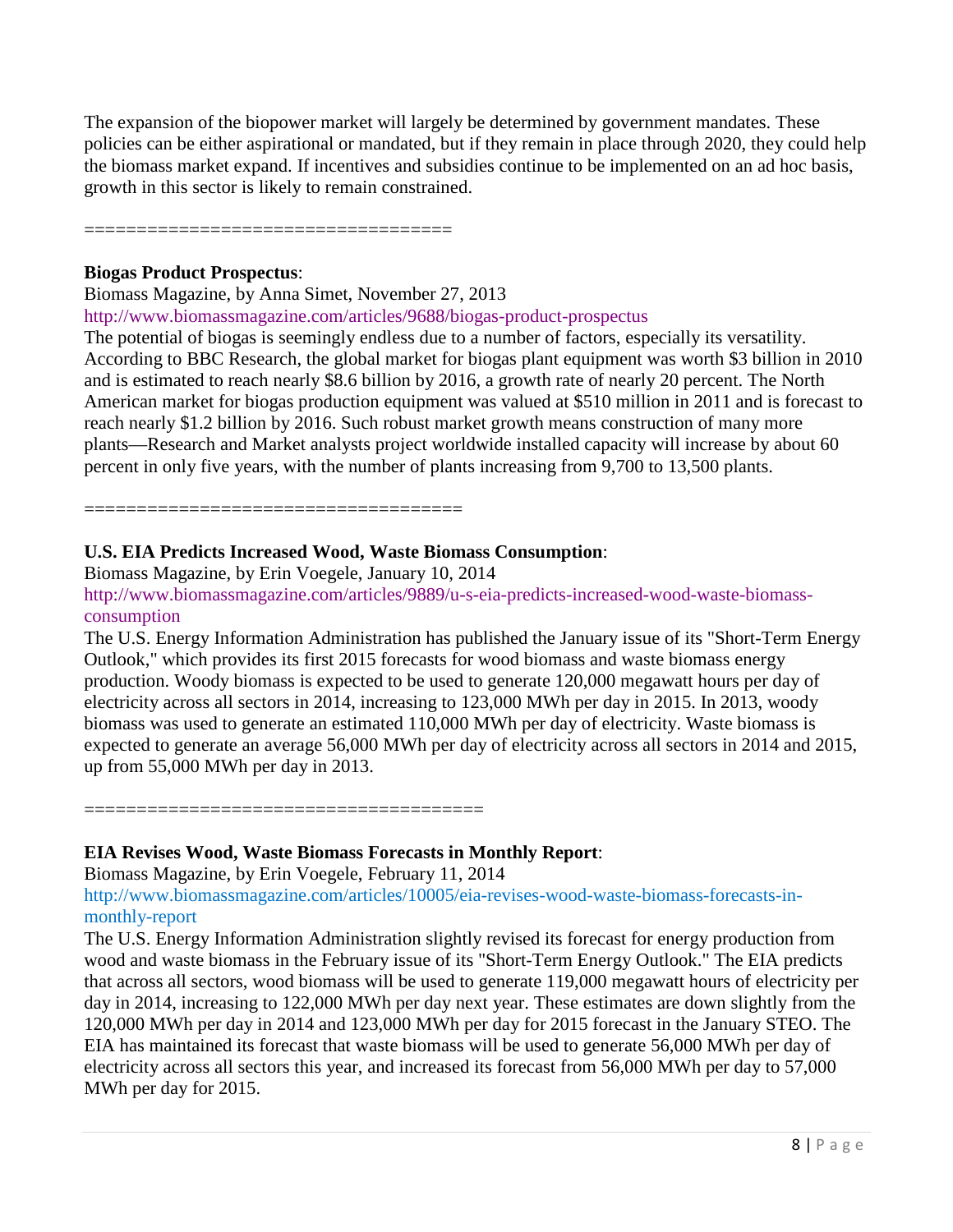The expansion of the biopower market will largely be determined by government mandates. These policies can be either aspirational or mandated, but if they remain in place through 2020, they could help the biomass market expand. If incentives and subsidies continue to be implemented on an ad hoc basis, growth in this sector is likely to remain constrained.

===================================

**Biogas Product Prospectus**:

Biomass Magazine, by Anna Simet, November 27, 2013

http://www.biomassmagazine.com/articles/9688/biogas-product-prospectus

The potential of biogas is seemingly endless due to a number of factors, especially its versatility. According to BBC Research, the global market for biogas plant equipment was worth $3 billion in 2010 and is estimated to reach nearly $8.6 billion by 2016, a growth rate of nearly 20 percent. The North American market for biogas production equipment was valued at $510 million in 2011 and is forecast to reach nearly $1.2 billion by 2016. Such robust market growth means construction of many more plants—Research and Market analysts project worldwide installed capacity will increase by about 60 percent in only five years, with the number of plants increasing from 9,700 to 13,500 plants.

====================================

**U.S. EIA Predicts Increased Wood, Waste Biomass Consumption**:

Biomass Magazine, by Erin Voegele, January 10, 2014

http://www.biomassmagazine.com/articles/9889/u-s-eia-predicts-increased-wood-waste-biomass-consumption

The U.S. Energy Information Administration has published the January issue of its "Short-Term Energy Outlook," which provides its first 2015 forecasts for wood biomass and waste biomass energy production. Woody biomass is expected to be used to generate 120,000 megawatt hours per day of electricity across all sectors in 2014, increasing to 123,000 MWh per day in 2015. In 2013, woody biomass was used to generate an estimated 110,000 MWh per day of electricity. Waste biomass is expected to generate an average 56,000 MWh per day of electricity across all sectors in 2014 and 2015, up from 55,000 MWh per day in 2013.

=====================================

**EIA Revises Wood, Waste Biomass Forecasts in Monthly Report**:

Biomass Magazine, by Erin Voegele, February 11, 2014

http://www.biomassmagazine.com/articles/10005/eia-revises-wood-waste-biomass-forecasts-in-monthly-report

The U.S. Energy Information Administration slightly revised its forecast for energy production from wood and waste biomass in the February issue of its "Short-Term Energy Outlook." The EIA predicts that across all sectors, wood biomass will be used to generate 119,000 megawatt hours of electricity per day in 2014, increasing to 122,000 MWh per day next year. These estimates are down slightly from the 120,000 MWh per day in 2014 and 123,000 MWh per day for 2015 forecast in the January STEO. The EIA has maintained its forecast that waste biomass will be used to generate 56,000 MWh per day of electricity across all sectors this year, and increased its forecast from 56,000 MWh per day to 57,000 MWh per day for 2015.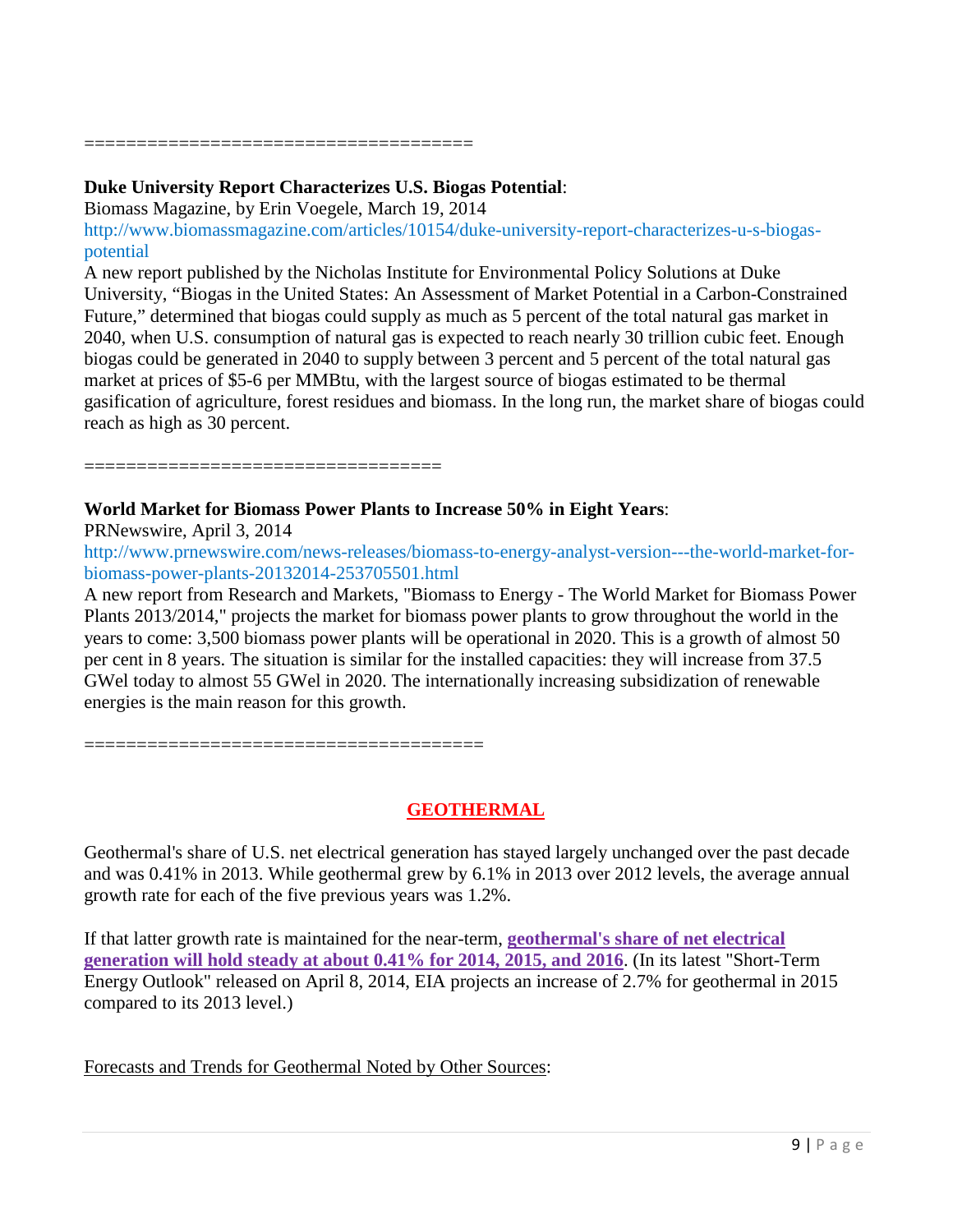====================================

**Duke University Report Characterizes U.S. Biogas Potential**:

Biomass Magazine, by Erin Voegele, March 19, 2014

http://www.biomassmagazine.com/articles/10154/duke-university-report-characterizes-u-s-biogas-potential

A new report published by the Nicholas Institute for Environmental Policy Solutions at Duke University, "Biogas in the United States: An Assessment of Market Potential in a Carbon-Constrained Future," determined that biogas could supply as much as 5 percent of the total natural gas market in 2040, when U.S. consumption of natural gas is expected to reach nearly 30 trillion cubic feet. Enough biogas could be generated in 2040 to supply between 3 percent and 5 percent of the total natural gas market at prices of $5-6 per MMBtu, with the largest source of biogas estimated to be thermal gasification of agriculture, forest residues and biomass. In the long run, the market share of biogas could reach as high as 30 percent.

=================================

**World Market for Biomass Power Plants to Increase 50% in Eight Years**:

PRNewswire, April 3, 2014

http://www.prnewswire.com/news-releases/biomass-to-energy-analyst-version---the-world-market-for-biomass-power-plants-20132014-253705501.html

A new report from Research and Markets, "Biomass to Energy - The World Market for Biomass Power Plants 2013/2014," projects the market for biomass power plants to grow throughout the world in the years to come: 3,500 biomass power plants will be operational in 2020. This is a growth of almost 50 per cent in 8 years. The situation is similar for the installed capacities: they will increase from 37.5 GWel today to almost 55 GWel in 2020. The internationally increasing subsidization of renewable energies is the main reason for this growth.

=====================================

## GEOTHERMAL

Geothermal's share of U.S. net electrical generation has stayed largely unchanged over the past decade and was 0.41% in 2013. While geothermal grew by 6.1% in 2013 over 2012 levels, the average annual growth rate for each of the five previous years was 1.2%.

If that latter growth rate is maintained for the near-term, **geothermal's share of net electrical generation will hold steady at about 0.41% for 2014, 2015, and 2016**. (In its latest "Short-Term Energy Outlook" released on April 8, 2014, EIA projects an increase of 2.7% for geothermal in 2015 compared to its 2013 level.)

Forecasts and Trends for Geothermal Noted by Other Sources: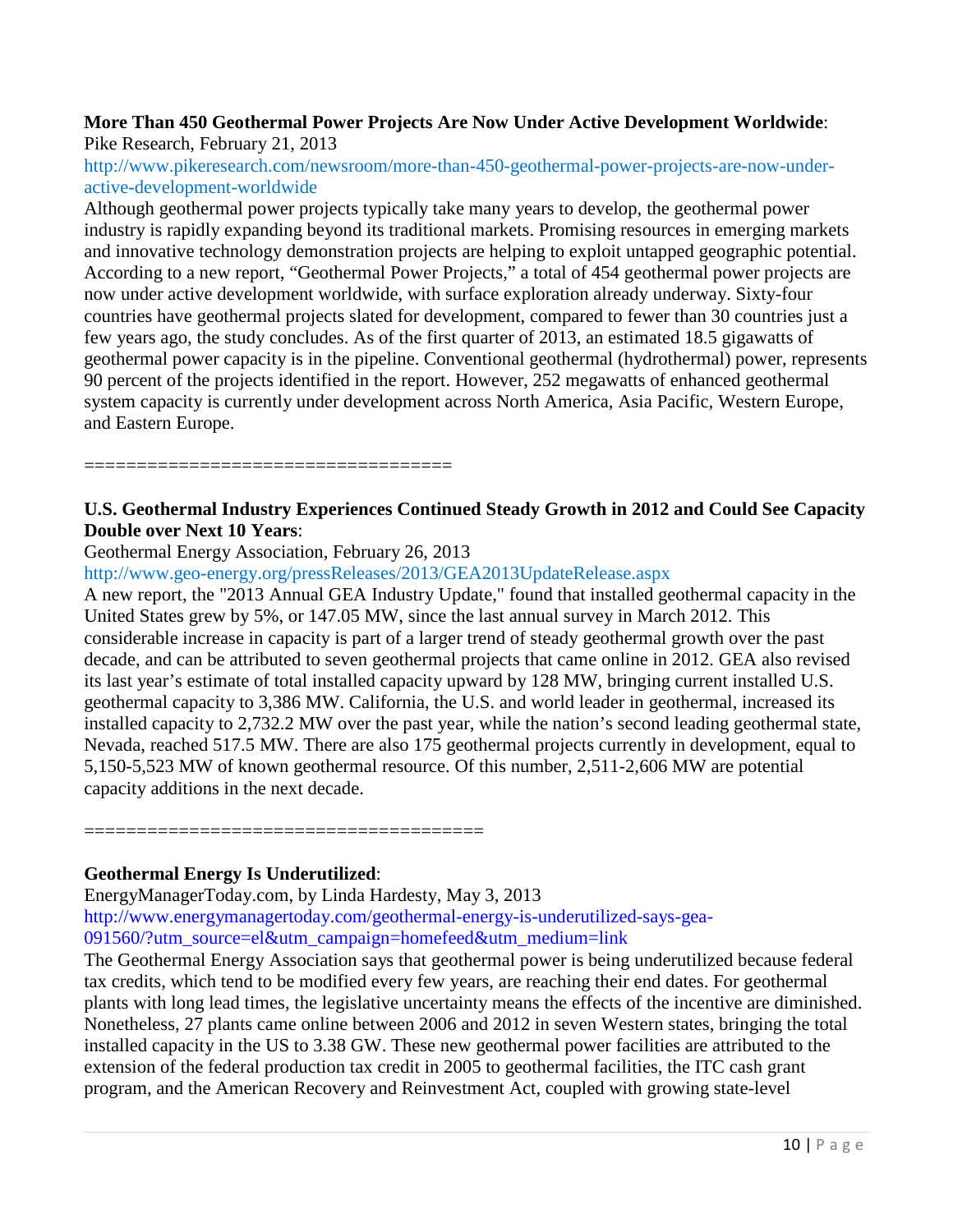**More Than 450 Geothermal Power Projects Are Now Under Active Development Worldwide**:
Pike Research, February 21, 2013
http://www.pikeresearch.com/newsroom/more-than-450-geothermal-power-projects-are-now-under-active-development-worldwide
Although geothermal power projects typically take many years to develop, the geothermal power industry is rapidly expanding beyond its traditional markets. Promising resources in emerging markets and innovative technology demonstration projects are helping to exploit untapped geographic potential. According to a new report, "Geothermal Power Projects," a total of 454 geothermal power projects are now under active development worldwide, with surface exploration already underway. Sixty-four countries have geothermal projects slated for development, compared to fewer than 30 countries just a few years ago, the study concludes. As of the first quarter of 2013, an estimated 18.5 gigawatts of geothermal power capacity is in the pipeline. Conventional geothermal (hydrothermal) power, represents 90 percent of the projects identified in the report. However, 252 megawatts of enhanced geothermal system capacity is currently under development across North America, Asia Pacific, Western Europe, and Eastern Europe.

==================================

**U.S. Geothermal Industry Experiences Continued Steady Growth in 2012 and Could See Capacity Double over Next 10 Years**:
Geothermal Energy Association, February 26, 2013
http://www.geo-energy.org/pressReleases/2013/GEA2013UpdateRelease.aspx
A new report, the "2013 Annual GEA Industry Update," found that installed geothermal capacity in the United States grew by 5%, or 147.05 MW, since the last annual survey in March 2012. This considerable increase in capacity is part of a larger trend of steady geothermal growth over the past decade, and can be attributed to seven geothermal projects that came online in 2012. GEA also revised its last year's estimate of total installed capacity upward by 128 MW, bringing current installed U.S. geothermal capacity to 3,386 MW. California, the U.S. and world leader in geothermal, increased its installed capacity to 2,732.2 MW over the past year, while the nation's second leading geothermal state, Nevada, reached 517.5 MW. There are also 175 geothermal projects currently in development, equal to 5,150-5,523 MW of known geothermal resource. Of this number, 2,511-2,606 MW are potential capacity additions in the next decade.

====================================

**Geothermal Energy Is Underutilized**:
EnergyManagerToday.com, by Linda Hardesty, May 3, 2013
http://www.energymanagertoday.com/geothermal-energy-is-underutilized-says-gea-091560/?utm_source=el&utm_campaign=homefeed&utm_medium=link
The Geothermal Energy Association says that geothermal power is being underutilized because federal tax credits, which tend to be modified every few years, are reaching their end dates. For geothermal plants with long lead times, the legislative uncertainty means the effects of the incentive are diminished. Nonetheless, 27 plants came online between 2006 and 2012 in seven Western states, bringing the total installed capacity in the US to 3.38 GW. These new geothermal power facilities are attributed to the extension of the federal production tax credit in 2005 to geothermal facilities, the ITC cash grant program, and the American Recovery and Reinvestment Act, coupled with growing state-level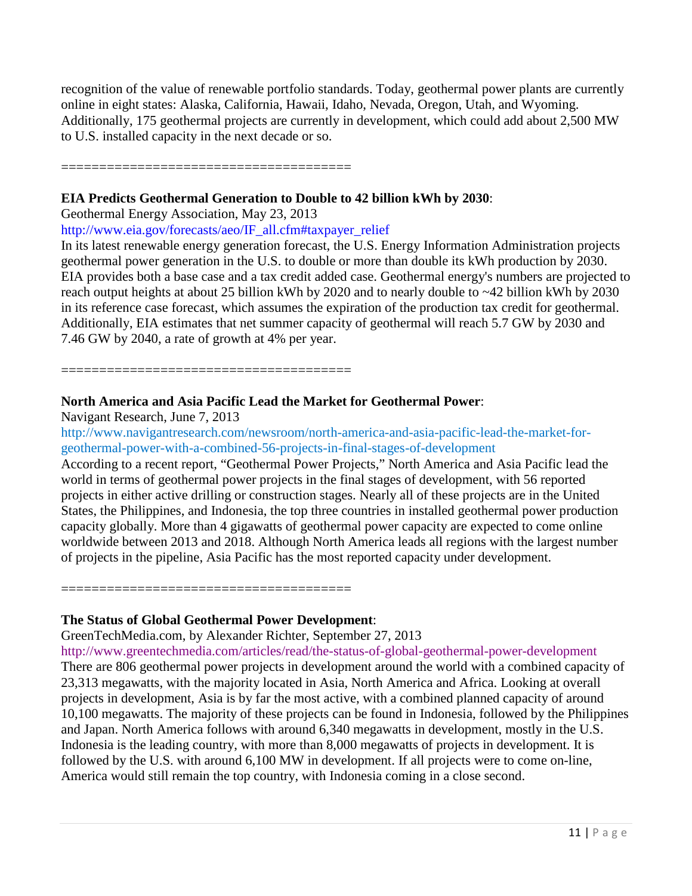recognition of the value of renewable portfolio standards. Today, geothermal power plants are currently online in eight states: Alaska, California, Hawaii, Idaho, Nevada, Oregon, Utah, and Wyoming. Additionally, 175 geothermal projects are currently in development, which could add about 2,500 MW to U.S. installed capacity in the next decade or so.

=====================================

**EIA Predicts Geothermal Generation to Double to 42 billion kWh by 2030**:
Geothermal Energy Association, May 23, 2013
http://www.eia.gov/forecasts/aeo/IF_all.cfm#taxpayer_relief
In its latest renewable energy generation forecast, the U.S. Energy Information Administration projects geothermal power generation in the U.S. to double or more than double its kWh production by 2030. EIA provides both a base case and a tax credit added case. Geothermal energy's numbers are projected to reach output heights at about 25 billion kWh by 2020 and to nearly double to ~42 billion kWh by 2030 in its reference case forecast, which assumes the expiration of the production tax credit for geothermal. Additionally, EIA estimates that net summer capacity of geothermal will reach 5.7 GW by 2030 and 7.46 GW by 2040, a rate of growth at 4% per year.

=====================================

**North America and Asia Pacific Lead the Market for Geothermal Power**:
Navigant Research, June 7, 2013
http://www.navigantresearch.com/newsroom/north-america-and-asia-pacific-lead-the-market-for-geothermal-power-with-a-combined-56-projects-in-final-stages-of-development
According to a recent report, "Geothermal Power Projects," North America and Asia Pacific lead the world in terms of geothermal power projects in the final stages of development, with 56 reported projects in either active drilling or construction stages. Nearly all of these projects are in the United States, the Philippines, and Indonesia, the top three countries in installed geothermal power production capacity globally. More than 4 gigawatts of geothermal power capacity are expected to come online worldwide between 2013 and 2018. Although North America leads all regions with the largest number of projects in the pipeline, Asia Pacific has the most reported capacity under development.

=====================================

**The Status of Global Geothermal Power Development**:
GreenTechMedia.com, by Alexander Richter, September 27, 2013
http://www.greentechmedia.com/articles/read/the-status-of-global-geothermal-power-development
There are 806 geothermal power projects in development around the world with a combined capacity of 23,313 megawatts, with the majority located in Asia, North America and Africa. Looking at overall projects in development, Asia is by far the most active, with a combined planned capacity of around 10,100 megawatts. The majority of these projects can be found in Indonesia, followed by the Philippines and Japan. North America follows with around 6,340 megawatts in development, mostly in the U.S. Indonesia is the leading country, with more than 8,000 megawatts of projects in development. It is followed by the U.S. with around 6,100 MW in development. If all projects were to come on-line, America would still remain the top country, with Indonesia coming in a close second.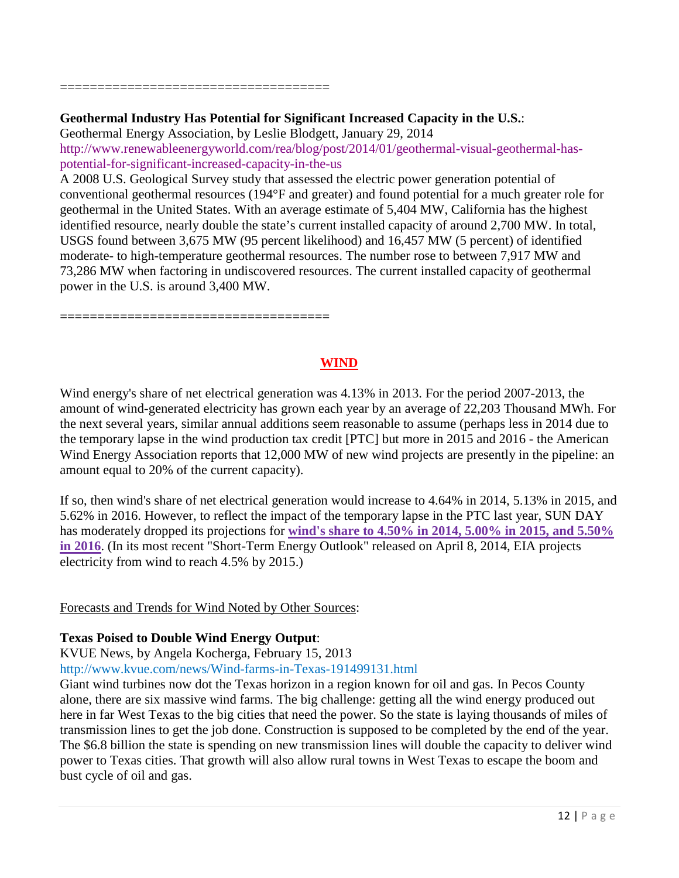===================================

**Geothermal Industry Has Potential for Significant Increased Capacity in the U.S.**:
Geothermal Energy Association, by Leslie Blodgett, January 29, 2014
http://www.renewableenergyworld.com/rea/blog/post/2014/01/geothermal-visual-geothermal-has-potential-for-significant-increased-capacity-in-the-us
A 2008 U.S. Geological Survey study that assessed the electric power generation potential of conventional geothermal resources (194°F and greater) and found potential for a much greater role for geothermal in the United States. With an average estimate of 5,404 MW, California has the highest identified resource, nearly double the state's current installed capacity of around 2,700 MW. In total, USGS found between 3,675 MW (95 percent likelihood) and 16,457 MW (5 percent) of identified moderate- to high-temperature geothermal resources. The number rose to between 7,917 MW and 73,286 MW when factoring in undiscovered resources. The current installed capacity of geothermal power in the U.S. is around 3,400 MW.

===================================

## WIND

Wind energy's share of net electrical generation was 4.13% in 2013. For the period 2007-2013, the amount of wind-generated electricity has grown each year by an average of 22,203 Thousand MWh. For the next several years, similar annual additions seem reasonable to assume (perhaps less in 2014 due to the temporary lapse in the wind production tax credit [PTC] but more in 2015 and 2016 - the American Wind Energy Association reports that 12,000 MW of new wind projects are presently in the pipeline: an amount equal to 20% of the current capacity).

If so, then wind's share of net electrical generation would increase to 4.64% in 2014, 5.13% in 2015, and 5.62% in 2016. However, to reflect the impact of the temporary lapse in the PTC last year, SUN DAY has moderately dropped its projections for **wind's share to 4.50% in 2014, 5.00% in 2015, and 5.50% in 2016**. (In its most recent "Short-Term Energy Outlook" released on April 8, 2014, EIA projects electricity from wind to reach 4.5% by 2015.)

Forecasts and Trends for Wind Noted by Other Sources:

**Texas Poised to Double Wind Energy Output**:
KVUE News, by Angela Kocherga, February 15, 2013
http://www.kvue.com/news/Wind-farms-in-Texas-191499131.html
Giant wind turbines now dot the Texas horizon in a region known for oil and gas. In Pecos County alone, there are six massive wind farms. The big challenge: getting all the wind energy produced out here in far West Texas to the big cities that need the power. So the state is laying thousands of miles of transmission lines to get the job done. Construction is supposed to be completed by the end of the year. The $6.8 billion the state is spending on new transmission lines will double the capacity to deliver wind power to Texas cities. That growth will also allow rural towns in West Texas to escape the boom and bust cycle of oil and gas.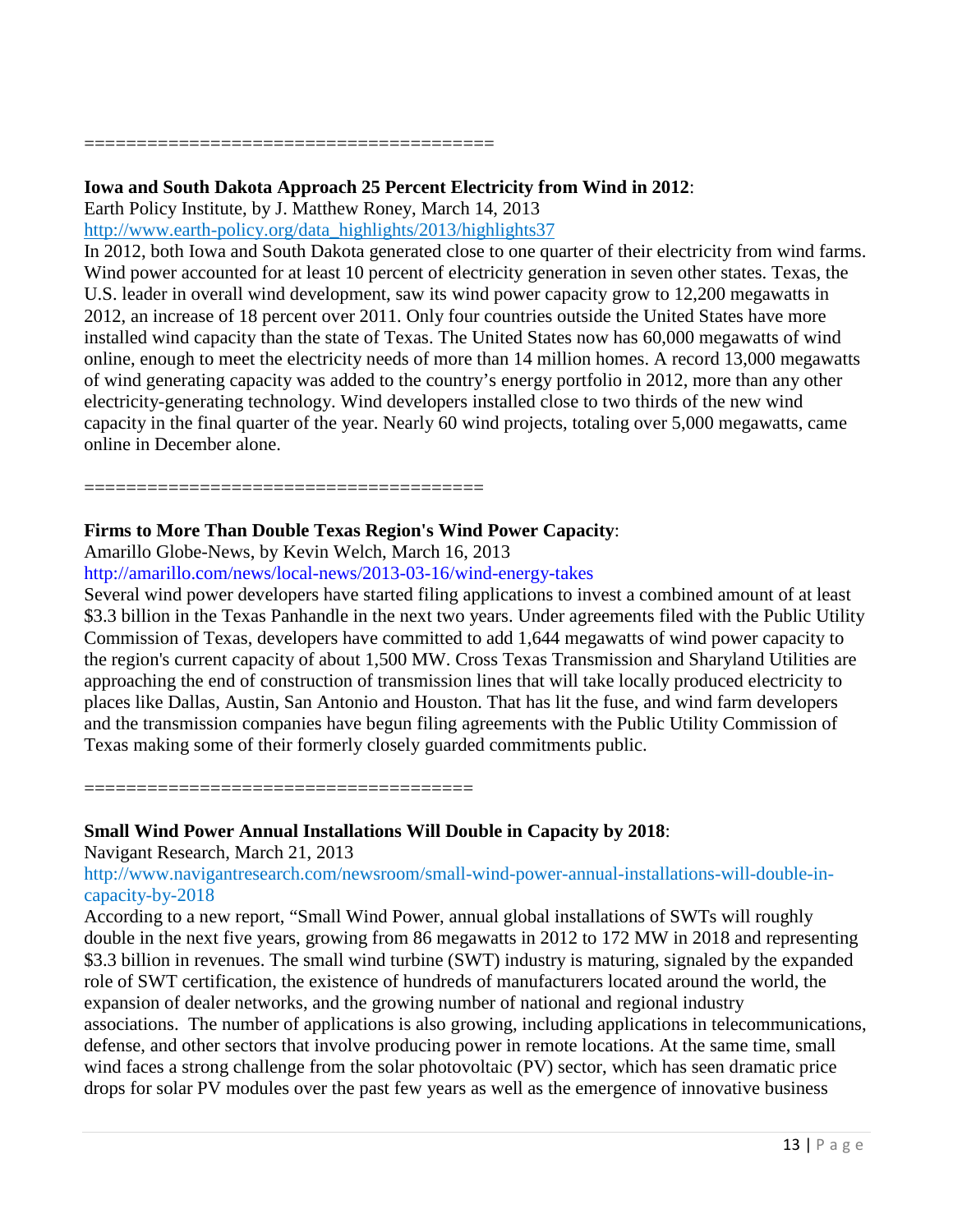======================================

**Iowa and South Dakota Approach 25 Percent Electricity from Wind in 2012**:
Earth Policy Institute, by J. Matthew Roney, March 14, 2013
http://www.earth-policy.org/data_highlights/2013/highlights37
In 2012, both Iowa and South Dakota generated close to one quarter of their electricity from wind farms. Wind power accounted for at least 10 percent of electricity generation in seven other states. Texas, the U.S. leader in overall wind development, saw its wind power capacity grow to 12,200 megawatts in 2012, an increase of 18 percent over 2011. Only four countries outside the United States have more installed wind capacity than the state of Texas. The United States now has 60,000 megawatts of wind online, enough to meet the electricity needs of more than 14 million homes. A record 13,000 megawatts of wind generating capacity was added to the country's energy portfolio in 2012, more than any other electricity-generating technology. Wind developers installed close to two thirds of the new wind capacity in the final quarter of the year. Nearly 60 wind projects, totaling over 5,000 megawatts, came online in December alone.

=====================================

**Firms to More Than Double Texas Region's Wind Power Capacity**:
Amarillo Globe-News, by Kevin Welch, March 16, 2013
http://amarillo.com/news/local-news/2013-03-16/wind-energy-takes
Several wind power developers have started filing applications to invest a combined amount of at least $3.3 billion in the Texas Panhandle in the next two years. Under agreements filed with the Public Utility Commission of Texas, developers have committed to add 1,644 megawatts of wind power capacity to the region's current capacity of about 1,500 MW. Cross Texas Transmission and Sharyland Utilities are approaching the end of construction of transmission lines that will take locally produced electricity to places like Dallas, Austin, San Antonio and Houston. That has lit the fuse, and wind farm developers and the transmission companies have begun filing agreements with the Public Utility Commission of Texas making some of their formerly closely guarded commitments public.

====================================

**Small Wind Power Annual Installations Will Double in Capacity by 2018**:
Navigant Research, March 21, 2013
http://www.navigantresearch.com/newsroom/small-wind-power-annual-installations-will-double-in-capacity-by-2018
According to a new report, "Small Wind Power, annual global installations of SWTs will roughly double in the next five years, growing from 86 megawatts in 2012 to 172 MW in 2018 and representing $3.3 billion in revenues. The small wind turbine (SWT) industry is maturing, signaled by the expanded role of SWT certification, the existence of hundreds of manufacturers located around the world, the expansion of dealer networks, and the growing number of national and regional industry associations. The number of applications is also growing, including applications in telecommunications, defense, and other sectors that involve producing power in remote locations. At the same time, small wind faces a strong challenge from the solar photovoltaic (PV) sector, which has seen dramatic price drops for solar PV modules over the past few years as well as the emergence of innovative business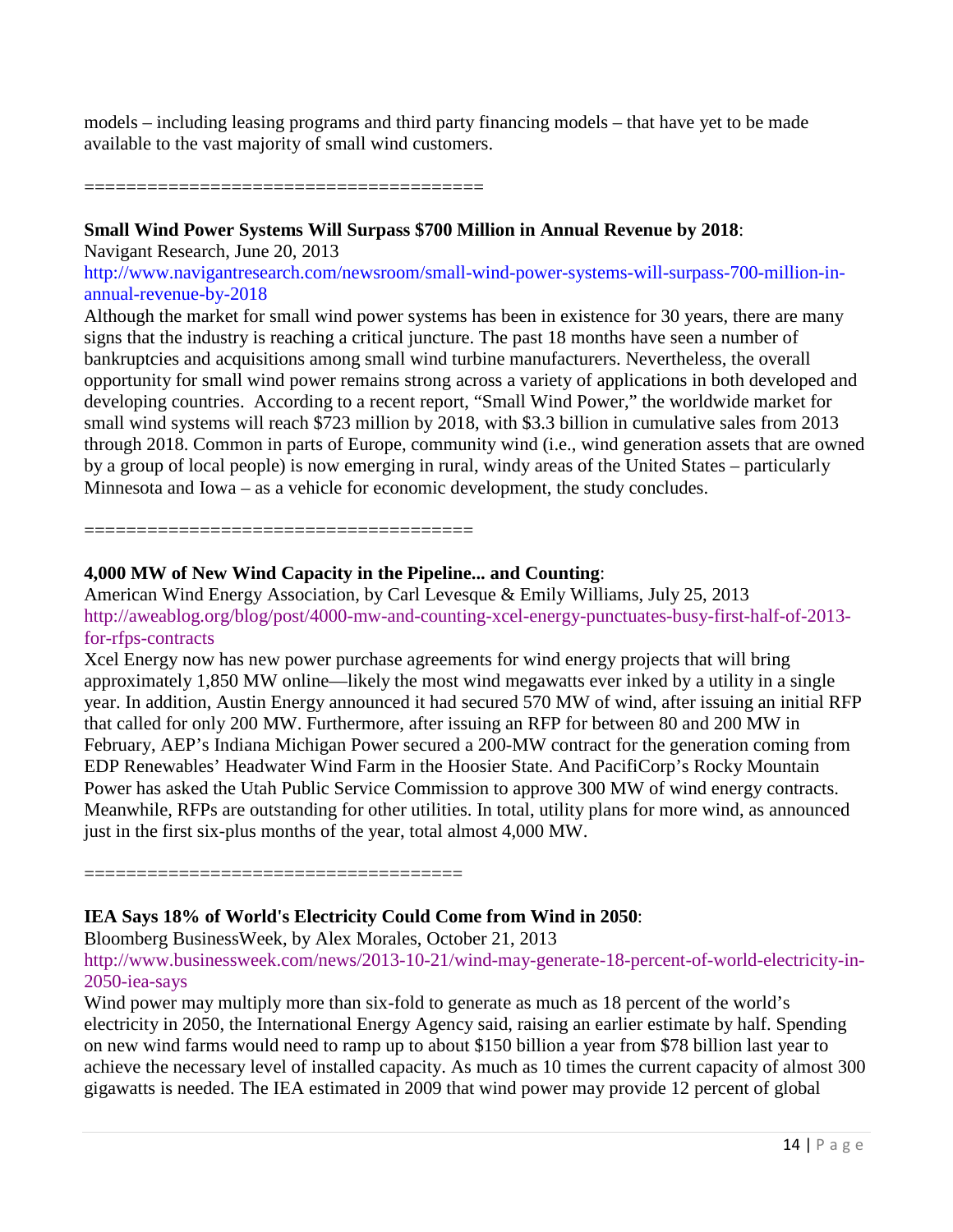models – including leasing programs and third party financing models – that have yet to be made available to the vast majority of small wind customers.

=====================================

**Small Wind Power Systems Will Surpass $700 Million in Annual Revenue by 2018**:
Navigant Research, June 20, 2013
http://www.navigantresearch.com/newsroom/small-wind-power-systems-will-surpass-700-million-in-annual-revenue-by-2018
Although the market for small wind power systems has been in existence for 30 years, there are many signs that the industry is reaching a critical juncture. The past 18 months have seen a number of bankruptcies and acquisitions among small wind turbine manufacturers. Nevertheless, the overall opportunity for small wind power remains strong across a variety of applications in both developed and developing countries. According to a recent report, "Small Wind Power," the worldwide market for small wind systems will reach $723 million by 2018, with $3.3 billion in cumulative sales from 2013 through 2018. Common in parts of Europe, community wind (i.e., wind generation assets that are owned by a group of local people) is now emerging in rural, windy areas of the United States – particularly Minnesota and Iowa – as a vehicle for economic development, the study concludes.

=====================================

**4,000 MW of New Wind Capacity in the Pipeline... and Counting**:
American Wind Energy Association, by Carl Levesque & Emily Williams, July 25, 2013
http://aweablog.org/blog/post/4000-mw-and-counting-xcel-energy-punctuates-busy-first-half-of-2013-for-rfps-contracts
Xcel Energy now has new power purchase agreements for wind energy projects that will bring approximately 1,850 MW online—likely the most wind megawatts ever inked by a utility in a single year. In addition, Austin Energy announced it had secured 570 MW of wind, after issuing an initial RFP that called for only 200 MW. Furthermore, after issuing an RFP for between 80 and 200 MW in February, AEP's Indiana Michigan Power secured a 200-MW contract for the generation coming from EDP Renewables' Headwater Wind Farm in the Hoosier State. And PacifiCorp's Rocky Mountain Power has asked the Utah Public Service Commission to approve 300 MW of wind energy contracts. Meanwhile, RFPs are outstanding for other utilities. In total, utility plans for more wind, as announced just in the first six-plus months of the year, total almost 4,000 MW.

=====================================

**IEA Says 18% of World's Electricity Could Come from Wind in 2050**:
Bloomberg BusinessWeek, by Alex Morales, October 21, 2013
http://www.businessweek.com/news/2013-10-21/wind-may-generate-18-percent-of-world-electricity-in-2050-iea-says
Wind power may multiply more than six-fold to generate as much as 18 percent of the world's electricity in 2050, the International Energy Agency said, raising an earlier estimate by half. Spending on new wind farms would need to ramp up to about $150 billion a year from $78 billion last year to achieve the necessary level of installed capacity. As much as 10 times the current capacity of almost 300 gigawatts is needed. The IEA estimated in 2009 that wind power may provide 12 percent of global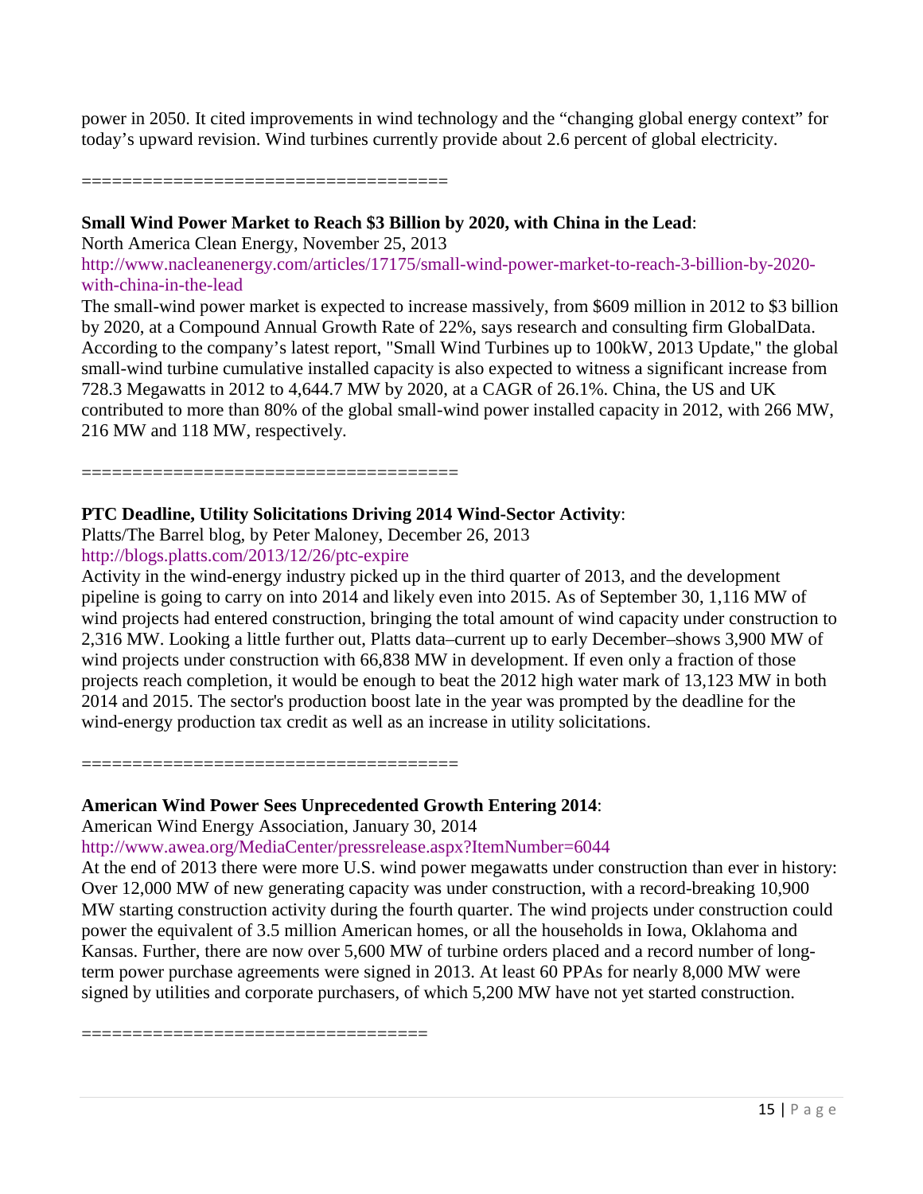power in 2050. It cited improvements in wind technology and the "changing global energy context" for today's upward revision. Wind turbines currently provide about 2.6 percent of global electricity.

====================================

**Small Wind Power Market to Reach $3 Billion by 2020, with China in the Lead**:

North America Clean Energy, November 25, 2013

http://www.nacleanenergy.com/articles/17175/small-wind-power-market-to-reach-3-billion-by-2020-with-china-in-the-lead

The small-wind power market is expected to increase massively, from $609 million in 2012 to $3 billion by 2020, at a Compound Annual Growth Rate of 22%, says research and consulting firm GlobalData. According to the company's latest report, "Small Wind Turbines up to 100kW, 2013 Update," the global small-wind turbine cumulative installed capacity is also expected to witness a significant increase from 728.3 Megawatts in 2012 to 4,644.7 MW by 2020, at a CAGR of 26.1%. China, the US and UK contributed to more than 80% of the global small-wind power installed capacity in 2012, with 266 MW, 216 MW and 118 MW, respectively.

====================================

**PTC Deadline, Utility Solicitations Driving 2014 Wind-Sector Activity**:

Platts/The Barrel blog, by Peter Maloney, December 26, 2013

http://blogs.platts.com/2013/12/26/ptc-expire

Activity in the wind-energy industry picked up in the third quarter of 2013, and the development pipeline is going to carry on into 2014 and likely even into 2015. As of September 30, 1,116 MW of wind projects had entered construction, bringing the total amount of wind capacity under construction to 2,316 MW. Looking a little further out, Platts data–current up to early December–shows 3,900 MW of wind projects under construction with 66,838 MW in development. If even only a fraction of those projects reach completion, it would be enough to beat the 2012 high water mark of 13,123 MW in both 2014 and 2015. The sector's production boost late in the year was prompted by the deadline for the wind-energy production tax credit as well as an increase in utility solicitations.

====================================

**American Wind Power Sees Unprecedented Growth Entering 2014**:

American Wind Energy Association, January 30, 2014

http://www.awea.org/MediaCenter/pressrelease.aspx?ItemNumber=6044

At the end of 2013 there were more U.S. wind power megawatts under construction than ever in history: Over 12,000 MW of new generating capacity was under construction, with a record-breaking 10,900 MW starting construction activity during the fourth quarter. The wind projects under construction could power the equivalent of 3.5 million American homes, or all the households in Iowa, Oklahoma and Kansas. Further, there are now over 5,600 MW of turbine orders placed and a record number of long-term power purchase agreements were signed in 2013. At least 60 PPAs for nearly 8,000 MW were signed by utilities and corporate purchasers, of which 5,200 MW have not yet started construction.

=================================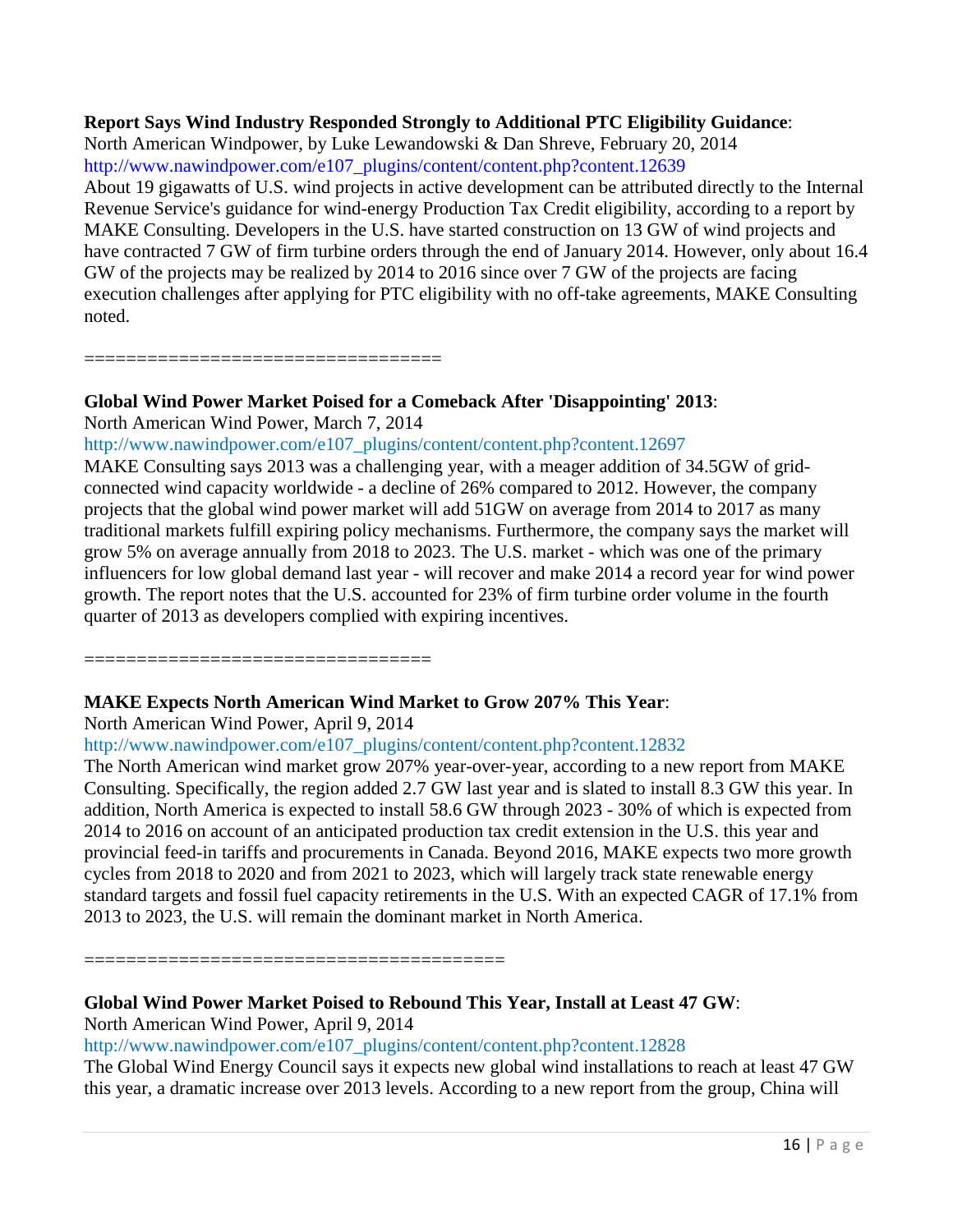**Report Says Wind Industry Responded Strongly to Additional PTC Eligibility Guidance**:
North American Windpower, by Luke Lewandowski & Dan Shreve, February 20, 2014
http://www.nawindpower.com/e107_plugins/content/content.php?content.12639
About 19 gigawatts of U.S. wind projects in active development can be attributed directly to the Internal Revenue Service's guidance for wind-energy Production Tax Credit eligibility, according to a report by MAKE Consulting. Developers in the U.S. have started construction on 13 GW of wind projects and have contracted 7 GW of firm turbine orders through the end of January 2014. However, only about 16.4 GW of the projects may be realized by 2014 to 2016 since over 7 GW of the projects are facing execution challenges after applying for PTC eligibility with no off-take agreements, MAKE Consulting noted.

=================================

**Global Wind Power Market Poised for a Comeback After 'Disappointing' 2013**:
North American Wind Power, March 7, 2014
http://www.nawindpower.com/e107_plugins/content/content.php?content.12697
MAKE Consulting says 2013 was a challenging year, with a meager addition of 34.5GW of grid-connected wind capacity worldwide - a decline of 26% compared to 2012. However, the company projects that the global wind power market will add 51GW on average from 2014 to 2017 as many traditional markets fulfill expiring policy mechanisms. Furthermore, the company says the market will grow 5% on average annually from 2018 to 2023. The U.S. market - which was one of the primary influencers for low global demand last year - will recover and make 2014 a record year for wind power growth. The report notes that the U.S. accounted for 23% of firm turbine order volume in the fourth quarter of 2013 as developers complied with expiring incentives.

================================

**MAKE Expects North American Wind Market to Grow 207% This Year**:
North American Wind Power, April 9, 2014
http://www.nawindpower.com/e107_plugins/content/content.php?content.12832
The North American wind market grow 207% year-over-year, according to a new report from MAKE Consulting. Specifically, the region added 2.7 GW last year and is slated to install 8.3 GW this year. In addition, North America is expected to install 58.6 GW through 2023 - 30% of which is expected from 2014 to 2016 on account of an anticipated production tax credit extension in the U.S. this year and provincial feed-in tariffs and procurements in Canada. Beyond 2016, MAKE expects two more growth cycles from 2018 to 2020 and from 2021 to 2023, which will largely track state renewable energy standard targets and fossil fuel capacity retirements in the U.S. With an expected CAGR of 17.1% from 2013 to 2023, the U.S. will remain the dominant market in North America.

=======================================

**Global Wind Power Market Poised to Rebound This Year, Install at Least 47 GW**:
North American Wind Power, April 9, 2014
http://www.nawindpower.com/e107_plugins/content/content.php?content.12828
The Global Wind Energy Council says it expects new global wind installations to reach at least 47 GW this year, a dramatic increase over 2013 levels. According to a new report from the group, China will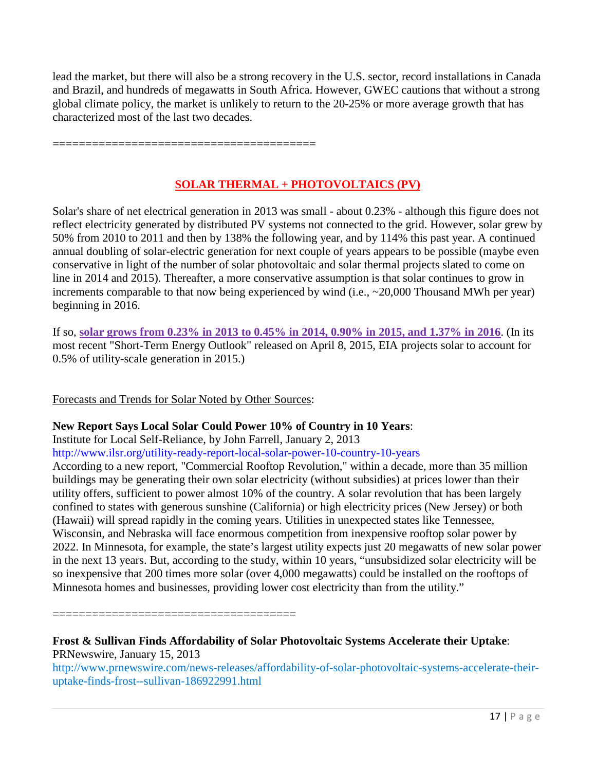lead the market, but there will also be a strong recovery in the U.S. sector, record installations in Canada and Brazil, and hundreds of megawatts in South Africa. However, GWEC cautions that without a strong global climate policy, the market is unlikely to return to the 20-25% or more average growth that has characterized most of the last two decades.

========================================

## SOLAR THERMAL + PHOTOVOLTAICS (PV)

Solar's share of net electrical generation in 2013 was small - about 0.23% - although this figure does not reflect electricity generated by distributed PV systems not connected to the grid. However, solar grew by 50% from 2010 to 2011 and then by 138% the following year, and by 114% this past year. A continued annual doubling of solar-electric generation for next couple of years appears to be possible (maybe even conservative in light of the number of solar photovoltaic and solar thermal projects slated to come on line in 2014 and 2015). Thereafter, a more conservative assumption is that solar continues to grow in increments comparable to that now being experienced by wind (i.e., ~20,000 Thousand MWh per year) beginning in 2016.

If so, **solar grows from 0.23% in 2013 to 0.45% in 2014, 0.90% in 2015, and 1.37% in 2016**. (In its most recent "Short-Term Energy Outlook" released on April 8, 2015, EIA projects solar to account for 0.5% of utility-scale generation in 2015.)

Forecasts and Trends for Solar Noted by Other Sources:

**New Report Says Local Solar Could Power 10% of Country in 10 Years**:
Institute for Local Self-Reliance, by John Farrell, January 2, 2013
http://www.ilsr.org/utility-ready-report-local-solar-power-10-country-10-years
According to a new report, "Commercial Rooftop Revolution," within a decade, more than 35 million buildings may be generating their own solar electricity (without subsidies) at prices lower than their utility offers, sufficient to power almost 10% of the country. A solar revolution that has been largely confined to states with generous sunshine (California) or high electricity prices (New Jersey) or both (Hawaii) will spread rapidly in the coming years. Utilities in unexpected states like Tennessee, Wisconsin, and Nebraska will face enormous competition from inexpensive rooftop solar power by 2022. In Minnesota, for example, the state's largest utility expects just 20 megawatts of new solar power in the next 13 years. But, according to the study, within 10 years, "unsubsidized solar electricity will be so inexpensive that 200 times more solar (over 4,000 megawatts) could be installed on the rooftops of Minnesota homes and businesses, providing lower cost electricity than from the utility."

====================================

**Frost & Sullivan Finds Affordability of Solar Photovoltaic Systems Accelerate their Uptake**:
PRNewswire, January 15, 2013
http://www.prnewswire.com/news-releases/affordability-of-solar-photovoltaic-systems-accelerate-their-uptake-finds-frost--sullivan-186922991.html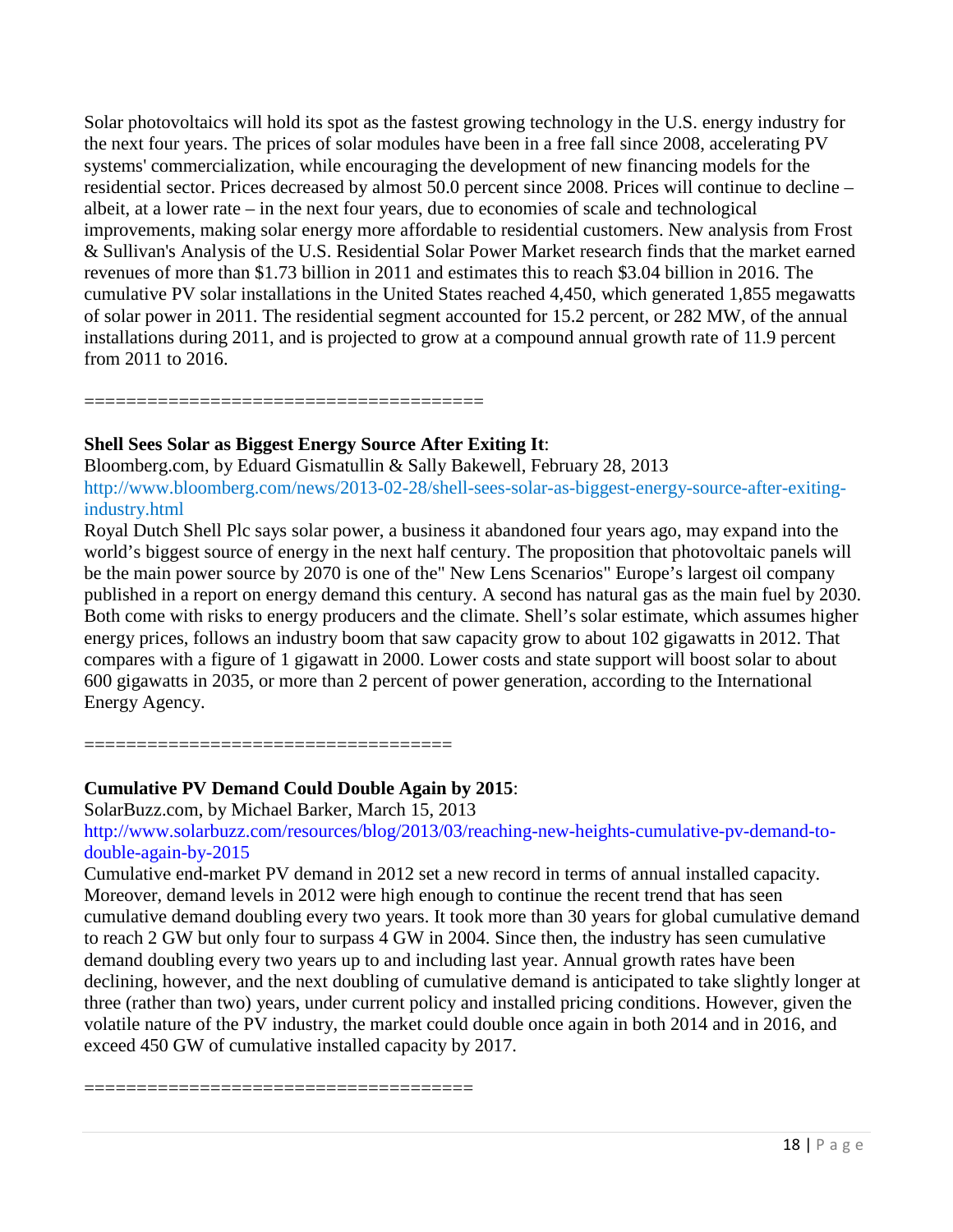Solar photovoltaics will hold its spot as the fastest growing technology in the U.S. energy industry for the next four years. The prices of solar modules have been in a free fall since 2008, accelerating PV systems' commercialization, while encouraging the development of new financing models for the residential sector. Prices decreased by almost 50.0 percent since 2008. Prices will continue to decline – albeit, at a lower rate – in the next four years, due to economies of scale and technological improvements, making solar energy more affordable to residential customers. New analysis from Frost & Sullivan's Analysis of the U.S. Residential Solar Power Market research finds that the market earned revenues of more than $1.73 billion in 2011 and estimates this to reach $3.04 billion in 2016. The cumulative PV solar installations in the United States reached 4,450, which generated 1,855 megawatts of solar power in 2011. The residential segment accounted for 15.2 percent, or 282 MW, of the annual installations during 2011, and is projected to grow at a compound annual growth rate of 11.9 percent from 2011 to 2016.

=====================================

**Shell Sees Solar as Biggest Energy Source After Exiting It**:
Bloomberg.com, by Eduard Gismatullin & Sally Bakewell, February 28, 2013
http://www.bloomberg.com/news/2013-02-28/shell-sees-solar-as-biggest-energy-source-after-exiting-industry.html
Royal Dutch Shell Plc says solar power, a business it abandoned four years ago, may expand into the world's biggest source of energy in the next half century. The proposition that photovoltaic panels will be the main power source by 2070 is one of the" New Lens Scenarios" Europe's largest oil company published in a report on energy demand this century. A second has natural gas as the main fuel by 2030. Both come with risks to energy producers and the climate. Shell's solar estimate, which assumes higher energy prices, follows an industry boom that saw capacity grow to about 102 gigawatts in 2012. That compares with a figure of 1 gigawatt in 2000. Lower costs and state support will boost solar to about 600 gigawatts in 2035, or more than 2 percent of power generation, according to the International Energy Agency.

===================================

**Cumulative PV Demand Could Double Again by 2015**:
SolarBuzz.com, by Michael Barker, March 15, 2013
http://www.solarbuzz.com/resources/blog/2013/03/reaching-new-heights-cumulative-pv-demand-to-double-again-by-2015
Cumulative end-market PV demand in 2012 set a new record in terms of annual installed capacity. Moreover, demand levels in 2012 were high enough to continue the recent trend that has seen cumulative demand doubling every two years. It took more than 30 years for global cumulative demand to reach 2 GW but only four to surpass 4 GW in 2004. Since then, the industry has seen cumulative demand doubling every two years up to and including last year. Annual growth rates have been declining, however, and the next doubling of cumulative demand is anticipated to take slightly longer at three (rather than two) years, under current policy and installed pricing conditions. However, given the volatile nature of the PV industry, the market could double once again in both 2014 and in 2016, and exceed 450 GW of cumulative installed capacity by 2017.

====================================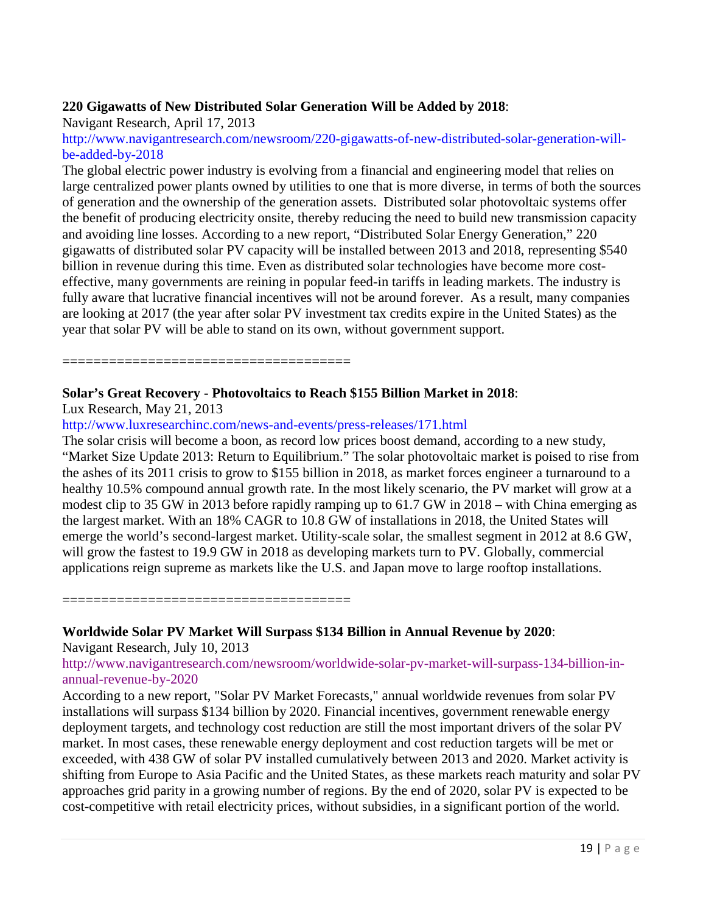**220 Gigawatts of New Distributed Solar Generation Will be Added by 2018**:

Navigant Research, April 17, 2013

http://www.navigantresearch.com/newsroom/220-gigawatts-of-new-distributed-solar-generation-will-be-added-by-2018

The global electric power industry is evolving from a financial and engineering model that relies on large centralized power plants owned by utilities to one that is more diverse, in terms of both the sources of generation and the ownership of the generation assets. Distributed solar photovoltaic systems offer the benefit of producing electricity onsite, thereby reducing the need to build new transmission capacity and avoiding line losses. According to a new report, "Distributed Solar Energy Generation," 220 gigawatts of distributed solar PV capacity will be installed between 2013 and 2018, representing $540 billion in revenue during this time. Even as distributed solar technologies have become more cost-effective, many governments are reining in popular feed-in tariffs in leading markets. The industry is fully aware that lucrative financial incentives will not be around forever. As a result, many companies are looking at 2017 (the year after solar PV investment tax credits expire in the United States) as the year that solar PV will be able to stand on its own, without government support.

====================================

**Solar's Great Recovery - Photovoltaics to Reach $155 Billion Market in 2018**:

Lux Research, May 21, 2013

http://www.luxresearchinc.com/news-and-events/press-releases/171.html

The solar crisis will become a boon, as record low prices boost demand, according to a new study, "Market Size Update 2013: Return to Equilibrium." The solar photovoltaic market is poised to rise from the ashes of its 2011 crisis to grow to $155 billion in 2018, as market forces engineer a turnaround to a healthy 10.5% compound annual growth rate. In the most likely scenario, the PV market will grow at a modest clip to 35 GW in 2013 before rapidly ramping up to 61.7 GW in 2018 – with China emerging as the largest market. With an 18% CAGR to 10.8 GW of installations in 2018, the United States will emerge the world's second-largest market. Utility-scale solar, the smallest segment in 2012 at 8.6 GW, will grow the fastest to 19.9 GW in 2018 as developing markets turn to PV. Globally, commercial applications reign supreme as markets like the U.S. and Japan move to large rooftop installations.

====================================

**Worldwide Solar PV Market Will Surpass $134 Billion in Annual Revenue by 2020**:

Navigant Research, July 10, 2013

http://www.navigantresearch.com/newsroom/worldwide-solar-pv-market-will-surpass-134-billion-in-annual-revenue-by-2020

According to a new report, "Solar PV Market Forecasts," annual worldwide revenues from solar PV installations will surpass $134 billion by 2020. Financial incentives, government renewable energy deployment targets, and technology cost reduction are still the most important drivers of the solar PV market. In most cases, these renewable energy deployment and cost reduction targets will be met or exceeded, with 438 GW of solar PV installed cumulatively between 2013 and 2020. Market activity is shifting from Europe to Asia Pacific and the United States, as these markets reach maturity and solar PV approaches grid parity in a growing number of regions. By the end of 2020, solar PV is expected to be cost-competitive with retail electricity prices, without subsidies, in a significant portion of the world.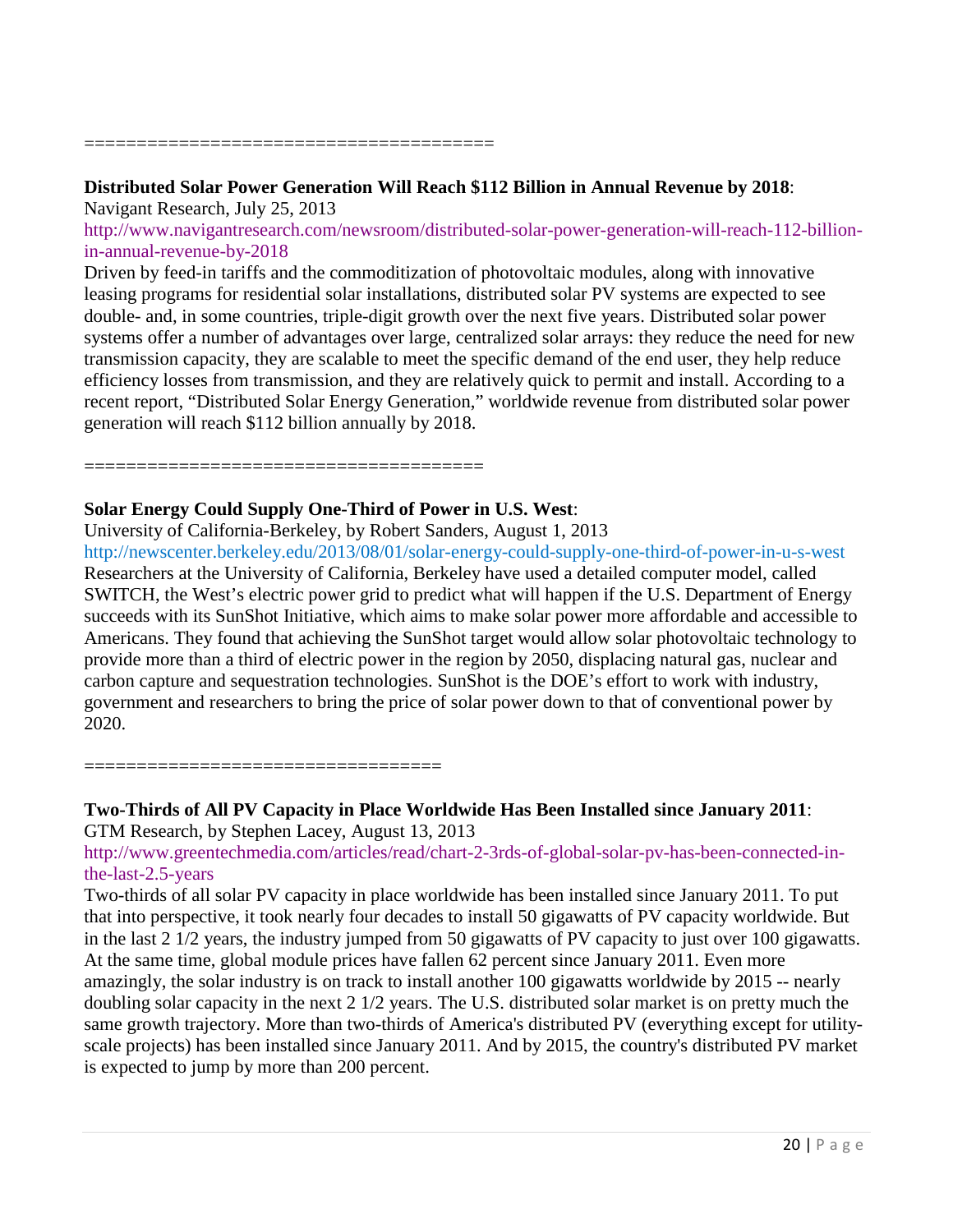======================================

**Distributed Solar Power Generation Will Reach $112 Billion in Annual Revenue by 2018**:
Navigant Research, July 25, 2013
http://www.navigantresearch.com/newsroom/distributed-solar-power-generation-will-reach-112-billion-in-annual-revenue-by-2018
Driven by feed-in tariffs and the commoditization of photovoltaic modules, along with innovative leasing programs for residential solar installations, distributed solar PV systems are expected to see double- and, in some countries, triple-digit growth over the next five years. Distributed solar power systems offer a number of advantages over large, centralized solar arrays: they reduce the need for new transmission capacity, they are scalable to meet the specific demand of the end user, they help reduce efficiency losses from transmission, and they are relatively quick to permit and install. According to a recent report, "Distributed Solar Energy Generation," worldwide revenue from distributed solar power generation will reach $112 billion annually by 2018.

=====================================

**Solar Energy Could Supply One-Third of Power in U.S. West**:
University of California-Berkeley, by Robert Sanders, August 1, 2013
http://newscenter.berkeley.edu/2013/08/01/solar-energy-could-supply-one-third-of-power-in-u-s-west
Researchers at the University of California, Berkeley have used a detailed computer model, called SWITCH, the West's electric power grid to predict what will happen if the U.S. Department of Energy succeeds with its SunShot Initiative, which aims to make solar power more affordable and accessible to Americans. They found that achieving the SunShot target would allow solar photovoltaic technology to provide more than a third of electric power in the region by 2050, displacing natural gas, nuclear and carbon capture and sequestration technologies. SunShot is the DOE's effort to work with industry, government and researchers to bring the price of solar power down to that of conventional power by 2020.

=================================

**Two-Thirds of All PV Capacity in Place Worldwide Has Been Installed since January 2011**:
GTM Research, by Stephen Lacey, August 13, 2013
http://www.greentechmedia.com/articles/read/chart-2-3rds-of-global-solar-pv-has-been-connected-in-the-last-2.5-years
Two-thirds of all solar PV capacity in place worldwide has been installed since January 2011. To put that into perspective, it took nearly four decades to install 50 gigawatts of PV capacity worldwide. But in the last 2 1/2 years, the industry jumped from 50 gigawatts of PV capacity to just over 100 gigawatts. At the same time, global module prices have fallen 62 percent since January 2011. Even more amazingly, the solar industry is on track to install another 100 gigawatts worldwide by 2015 -- nearly doubling solar capacity in the next 2 1/2 years. The U.S. distributed solar market is on pretty much the same growth trajectory. More than two-thirds of America's distributed PV (everything except for utility-scale projects) has been installed since January 2011. And by 2015, the country's distributed PV market is expected to jump by more than 200 percent.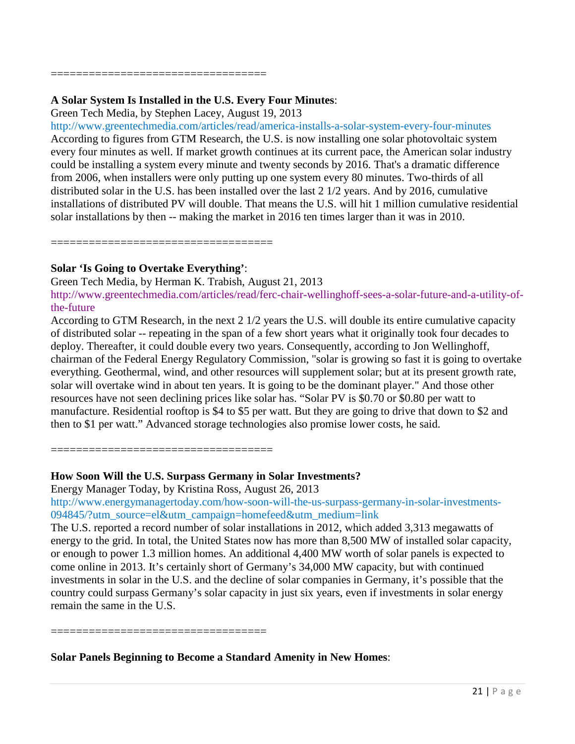==================================

**A Solar System Is Installed in the U.S. Every Four Minutes**:

Green Tech Media, by Stephen Lacey, August 19, 2013

http://www.greentechmedia.com/articles/read/america-installs-a-solar-system-every-four-minutes

According to figures from GTM Research, the U.S. is now installing one solar photovoltaic system every four minutes as well. If market growth continues at its current pace, the American solar industry could be installing a system every minute and twenty seconds by 2016. That's a dramatic difference from 2006, when installers were only putting up one system every 80 minutes. Two-thirds of all distributed solar in the U.S. has been installed over the last 2 1/2 years. And by 2016, cumulative installations of distributed PV will double. That means the U.S. will hit 1 million cumulative residential solar installations by then -- making the market in 2016 ten times larger than it was in 2010.

==================================

**Solar 'Is Going to Overtake Everything'**:

Green Tech Media, by Herman K. Trabish, August 21, 2013

http://www.greentechmedia.com/articles/read/ferc-chair-wellinghoff-sees-a-solar-future-and-a-utility-of-the-future

According to GTM Research, in the next 2 1/2 years the U.S. will double its entire cumulative capacity of distributed solar -- repeating in the span of a few short years what it originally took four decades to deploy. Thereafter, it could double every two years. Consequently, according to Jon Wellinghoff, chairman of the Federal Energy Regulatory Commission, "solar is growing so fast it is going to overtake everything. Geothermal, wind, and other resources will supplement solar; but at its present growth rate, solar will overtake wind in about ten years. It is going to be the dominant player." And those other resources have not seen declining prices like solar has. "Solar PV is $0.70 or $0.80 per watt to manufacture. Residential rooftop is $4 to $5 per watt. But they are going to drive that down to $2 and then to $1 per watt." Advanced storage technologies also promise lower costs, he said.

==================================

**How Soon Will the U.S. Surpass Germany in Solar Investments?**

Energy Manager Today, by Kristina Ross, August 26, 2013

http://www.energymanagertoday.com/how-soon-will-the-us-surpass-germany-in-solar-investments-094845/?utm_source=el&utm_campaign=homefeed&utm_medium=link

The U.S. reported a record number of solar installations in 2012, which added 3,313 megawatts of energy to the grid. In total, the United States now has more than 8,500 MW of installed solar capacity, or enough to power 1.3 million homes. An additional 4,400 MW worth of solar panels is expected to come online in 2013. It's certainly short of Germany's 34,000 MW capacity, but with continued investments in solar in the U.S. and the decline of solar companies in Germany, it's possible that the country could surpass Germany's solar capacity in just six years, even if investments in solar energy remain the same in the U.S.

==================================

**Solar Panels Beginning to Become a Standard Amenity in New Homes**: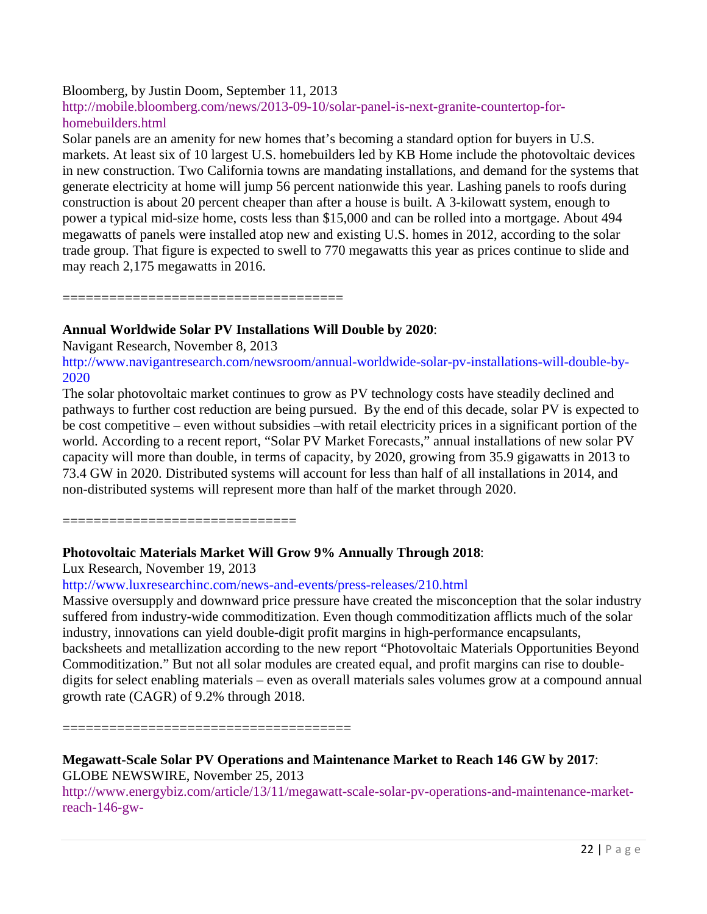Bloomberg, by Justin Doom, September 11, 2013

http://mobile.bloomberg.com/news/2013-09-10/solar-panel-is-next-granite-countertop-for-homebuilders.html

Solar panels are an amenity for new homes that's becoming a standard option for buyers in U.S. markets. At least six of 10 largest U.S. homebuilders led by KB Home include the photovoltaic devices in new construction. Two California towns are mandating installations, and demand for the systems that generate electricity at home will jump 56 percent nationwide this year. Lashing panels to roofs during construction is about 20 percent cheaper than after a house is built. A 3-kilowatt system, enough to power a typical mid-size home, costs less than $15,000 and can be rolled into a mortgage. About 494 megawatts of panels were installed atop new and existing U.S. homes in 2012, according to the solar trade group. That figure is expected to swell to 770 megawatts this year as prices continue to slide and may reach 2,175 megawatts in 2016.

====================================

**Annual Worldwide Solar PV Installations Will Double by 2020**:

Navigant Research, November 8, 2013

http://www.navigantresearch.com/newsroom/annual-worldwide-solar-pv-installations-will-double-by-2020

The solar photovoltaic market continues to grow as PV technology costs have steadily declined and pathways to further cost reduction are being pursued. By the end of this decade, solar PV is expected to be cost competitive – even without subsidies –with retail electricity prices in a significant portion of the world. According to a recent report, "Solar PV Market Forecasts," annual installations of new solar PV capacity will more than double, in terms of capacity, by 2020, growing from 35.9 gigawatts in 2013 to 73.4 GW in 2020. Distributed systems will account for less than half of all installations in 2014, and non-distributed systems will represent more than half of the market through 2020.

=============================

**Photovoltaic Materials Market Will Grow 9% Annually Through 2018**:

Lux Research, November 19, 2013

http://www.luxresearchinc.com/news-and-events/press-releases/210.html

Massive oversupply and downward price pressure have created the misconception that the solar industry suffered from industry-wide commoditization. Even though commoditization afflicts much of the solar industry, innovations can yield double-digit profit margins in high-performance encapsulants, backsheets and metallization according to the new report "Photovoltaic Materials Opportunities Beyond Commoditization." But not all solar modules are created equal, and profit margins can rise to double-digits for select enabling materials – even as overall materials sales volumes grow at a compound annual growth rate (CAGR) of 9.2% through 2018.

=====================================

**Megawatt-Scale Solar PV Operations and Maintenance Market to Reach 146 GW by 2017**:

GLOBE NEWSWIRE, November 25, 2013

http://www.energybiz.com/article/13/11/megawatt-scale-solar-pv-operations-and-maintenance-market-reach-146-gw-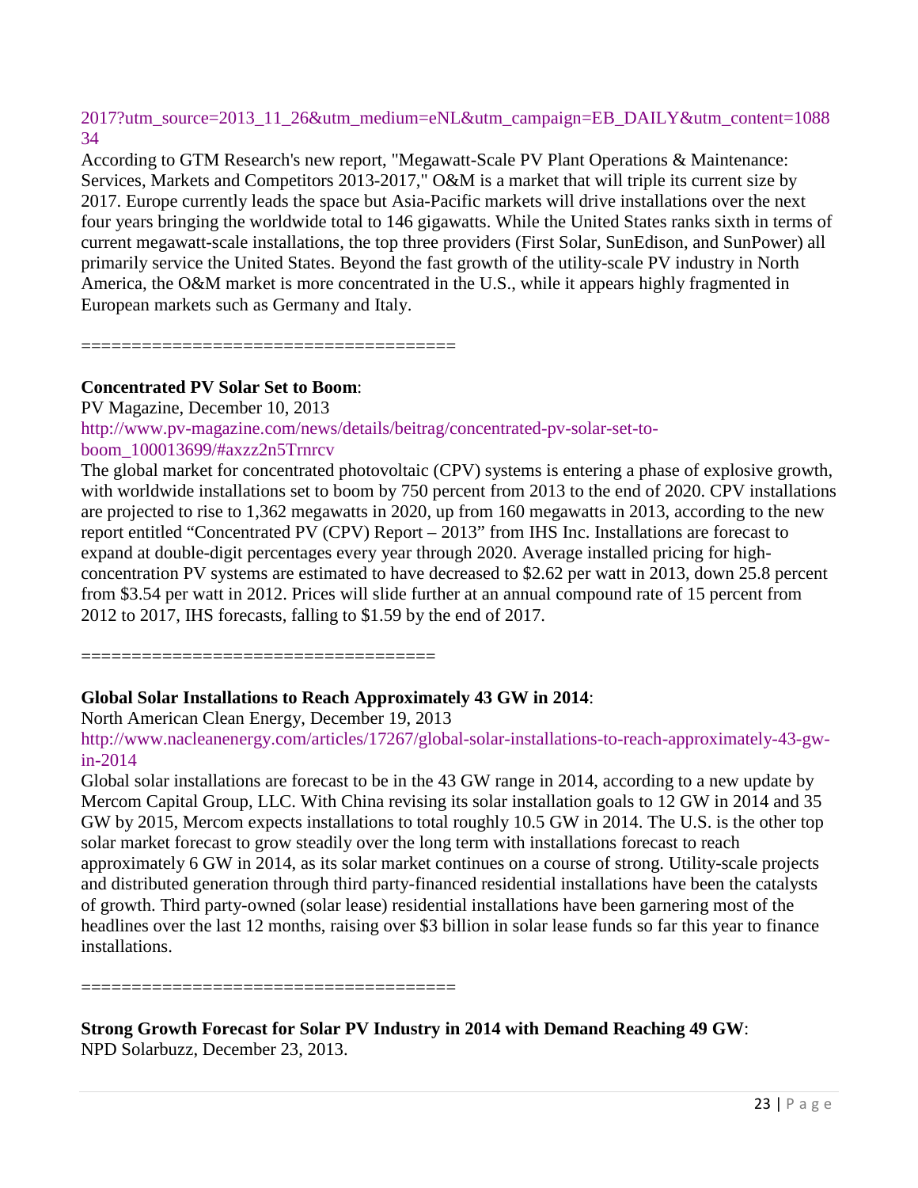2017?utm_source=2013_11_26&utm_medium=eNL&utm_campaign=EB_DAILY&utm_content=108834

According to GTM Research's new report, "Megawatt-Scale PV Plant Operations & Maintenance: Services, Markets and Competitors 2013-2017," O&M is a market that will triple its current size by 2017. Europe currently leads the space but Asia-Pacific markets will drive installations over the next four years bringing the worldwide total to 146 gigawatts. While the United States ranks sixth in terms of current megawatt-scale installations, the top three providers (First Solar, SunEdison, and SunPower) all primarily service the United States. Beyond the fast growth of the utility-scale PV industry in North America, the O&M market is more concentrated in the U.S., while it appears highly fragmented in European markets such as Germany and Italy.

====================================

**Concentrated PV Solar Set to Boom**:
PV Magazine, December 10, 2013
http://www.pv-magazine.com/news/details/beitrag/concentrated-pv-solar-set-to-boom_100013699/#axzz2n5Trnrcv

The global market for concentrated photovoltaic (CPV) systems is entering a phase of explosive growth, with worldwide installations set to boom by 750 percent from 2013 to the end of 2020. CPV installations are projected to rise to 1,362 megawatts in 2020, up from 160 megawatts in 2013, according to the new report entitled "Concentrated PV (CPV) Report – 2013" from IHS Inc. Installations are forecast to expand at double-digit percentages every year through 2020. Average installed pricing for high-concentration PV systems are estimated to have decreased to $2.62 per watt in 2013, down 25.8 percent from $3.54 per watt in 2012. Prices will slide further at an annual compound rate of 15 percent from 2012 to 2017, IHS forecasts, falling to $1.59 by the end of 2017.

===================================

**Global Solar Installations to Reach Approximately 43 GW in 2014**:
North American Clean Energy, December 19, 2013
http://www.nacleanenergy.com/articles/17267/global-solar-installations-to-reach-approximately-43-gw-in-2014

Global solar installations are forecast to be in the 43 GW range in 2014, according to a new update by Mercom Capital Group, LLC. With China revising its solar installation goals to 12 GW in 2014 and 35 GW by 2015, Mercom expects installations to total roughly 10.5 GW in 2014. The U.S. is the other top solar market forecast to grow steadily over the long term with installations forecast to reach approximately 6 GW in 2014, as its solar market continues on a course of strong. Utility-scale projects and distributed generation through third party-financed residential installations have been the catalysts of growth. Third party-owned (solar lease) residential installations have been garnering most of the headlines over the last 12 months, raising over $3 billion in solar lease funds so far this year to finance installations.

====================================

**Strong Growth Forecast for Solar PV Industry in 2014 with Demand Reaching 49 GW**:
NPD Solarbuzz, December 23, 2013.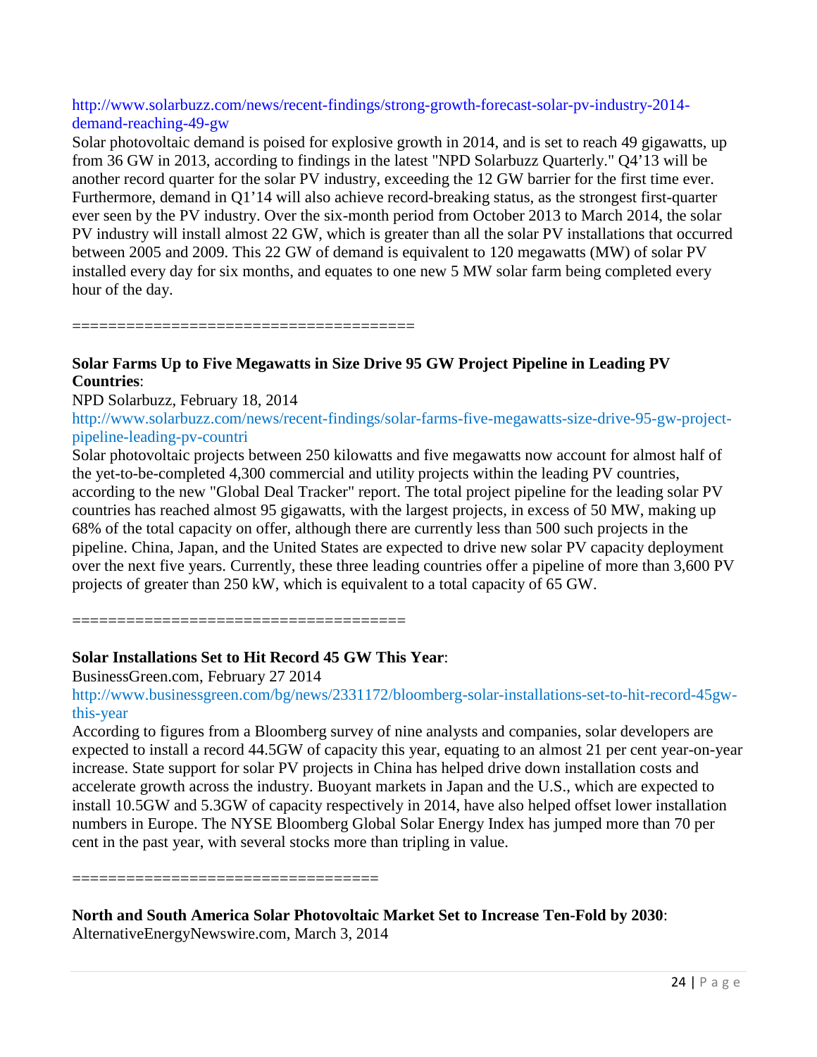http://www.solarbuzz.com/news/recent-findings/strong-growth-forecast-solar-pv-industry-2014-demand-reaching-49-gw

Solar photovoltaic demand is poised for explosive growth in 2014, and is set to reach 49 gigawatts, up from 36 GW in 2013, according to findings in the latest "NPD Solarbuzz Quarterly." Q4'13 will be another record quarter for the solar PV industry, exceeding the 12 GW barrier for the first time ever. Furthermore, demand in Q1'14 will also achieve record-breaking status, as the strongest first-quarter ever seen by the PV industry. Over the six-month period from October 2013 to March 2014, the solar PV industry will install almost 22 GW, which is greater than all the solar PV installations that occurred between 2005 and 2009. This 22 GW of demand is equivalent to 120 megawatts (MW) of solar PV installed every day for six months, and equates to one new 5 MW solar farm being completed every hour of the day.

=====================================

**Solar Farms Up to Five Megawatts in Size Drive 95 GW Project Pipeline in Leading PV Countries**:

NPD Solarbuzz, February 18, 2014

http://www.solarbuzz.com/news/recent-findings/solar-farms-five-megawatts-size-drive-95-gw-project-pipeline-leading-pv-countri

Solar photovoltaic projects between 250 kilowatts and five megawatts now account for almost half of the yet-to-be-completed 4,300 commercial and utility projects within the leading PV countries, according to the new "Global Deal Tracker" report. The total project pipeline for the leading solar PV countries has reached almost 95 gigawatts, with the largest projects, in excess of 50 MW, making up 68% of the total capacity on offer, although there are currently less than 500 such projects in the pipeline. China, Japan, and the United States are expected to drive new solar PV capacity deployment over the next five years. Currently, these three leading countries offer a pipeline of more than 3,600 PV projects of greater than 250 kW, which is equivalent to a total capacity of 65 GW.

=====================================

**Solar Installations Set to Hit Record 45 GW This Year**:

BusinessGreen.com, February 27 2014

http://www.businessgreen.com/bg/news/2331172/bloomberg-solar-installations-set-to-hit-record-45gw-this-year

According to figures from a Bloomberg survey of nine analysts and companies, solar developers are expected to install a record 44.5GW of capacity this year, equating to an almost 21 per cent year-on-year increase. State support for solar PV projects in China has helped drive down installation costs and accelerate growth across the industry. Buoyant markets in Japan and the U.S., which are expected to install 10.5GW and 5.3GW of capacity respectively in 2014, have also helped offset lower installation numbers in Europe. The NYSE Bloomberg Global Solar Energy Index has jumped more than 70 per cent in the past year, with several stocks more than tripling in value.

=================================

**North and South America Solar Photovoltaic Market Set to Increase Ten-Fold by 2030**:

AlternativeEnergyNewswire.com, March 3, 2014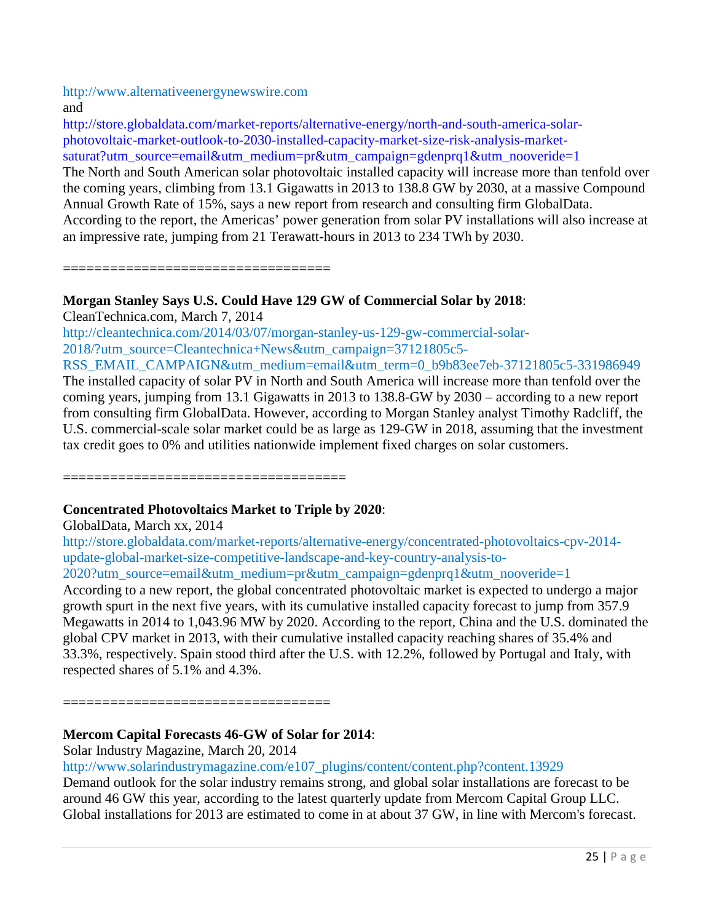http://www.alternativeenergynewswire.com
and
http://store.globaldata.com/market-reports/alternative-energy/north-and-south-america-solar-photovoltaic-market-outlook-to-2030-installed-capacity-market-size-risk-analysis-market-saturat?utm_source=email&utm_medium=pr&utm_campaign=gdenprq1&utm_nooveride=1

The North and South American solar photovoltaic installed capacity will increase more than tenfold over the coming years, climbing from 13.1 Gigawatts in 2013 to 138.8 GW by 2030, at a massive Compound Annual Growth Rate of 15%, says a new report from research and consulting firm GlobalData. According to the report, the Americas' power generation from solar PV installations will also increase at an impressive rate, jumping from 21 Terawatt-hours in 2013 to 234 TWh by 2030.

==================================

**Morgan Stanley Says U.S. Could Have 129 GW of Commercial Solar by 2018**:
CleanTechnica.com, March 7, 2014
http://cleantechnica.com/2014/03/07/morgan-stanley-us-129-gw-commercial-solar-2018/?utm_source=Cleantechnica+News&utm_campaign=37121805c5-RSS_EMAIL_CAMPAIGN&utm_medium=email&utm_term=0_b9b83ee7eb-37121805c5-331986949

The installed capacity of solar PV in North and South America will increase more than tenfold over the coming years, jumping from 13.1 Gigawatts in 2013 to 138.8-GW by 2030 – according to a new report from consulting firm GlobalData. However, according to Morgan Stanley analyst Timothy Radcliff, the U.S. commercial-scale solar market could be as large as 129-GW in 2018, assuming that the investment tax credit goes to 0% and utilities nationwide implement fixed charges on solar customers.

====================================

**Concentrated Photovoltaics Market to Triple by 2020**:
GlobalData, March xx, 2014
http://store.globaldata.com/market-reports/alternative-energy/concentrated-photovoltaics-cpv-2014-update-global-market-size-competitive-landscape-and-key-country-analysis-to-2020?utm_source=email&utm_medium=pr&utm_campaign=gdenprq1&utm_nooveride=1

According to a new report, the global concentrated photovoltaic market is expected to undergo a major growth spurt in the next five years, with its cumulative installed capacity forecast to jump from 357.9 Megawatts in 2014 to 1,043.96 MW by 2020. According to the report, China and the U.S. dominated the global CPV market in 2013, with their cumulative installed capacity reaching shares of 35.4% and 33.3%, respectively. Spain stood third after the U.S. with 12.2%, followed by Portugal and Italy, with respected shares of 5.1% and 4.3%.

==================================

**Mercom Capital Forecasts 46-GW of Solar for 2014**:
Solar Industry Magazine, March 20, 2014
http://www.solarindustrymagazine.com/e107_plugins/content/content.php?content.13929

Demand outlook for the solar industry remains strong, and global solar installations are forecast to be around 46 GW this year, according to the latest quarterly update from Mercom Capital Group LLC. Global installations for 2013 are estimated to come in at about 37 GW, in line with Mercom's forecast.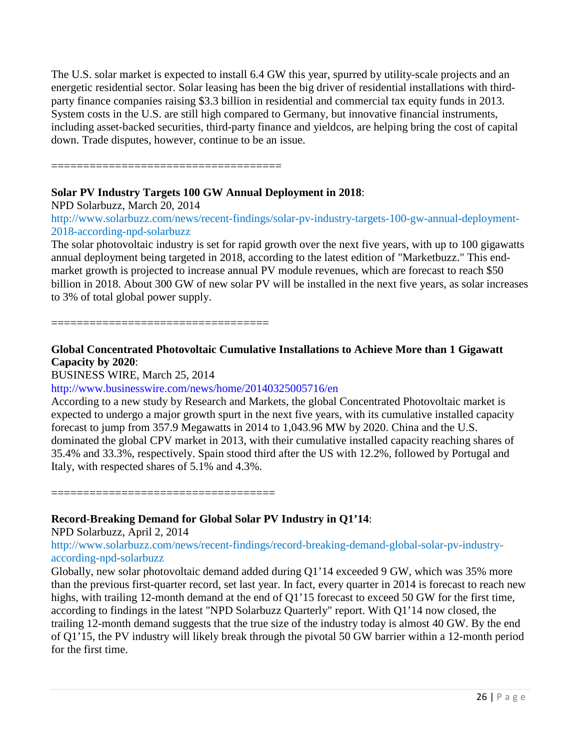The U.S. solar market is expected to install 6.4 GW this year, spurred by utility-scale projects and an energetic residential sector. Solar leasing has been the big driver of residential installations with third-party finance companies raising $3.3 billion in residential and commercial tax equity funds in 2013. System costs in the U.S. are still high compared to Germany, but innovative financial instruments, including asset-backed securities, third-party finance and yieldcos, are helping bring the cost of capital down. Trade disputes, however, continue to be an issue.

===================================

**Solar PV Industry Targets 100 GW Annual Deployment in 2018**:
NPD Solarbuzz, March 20, 2014
http://www.solarbuzz.com/news/recent-findings/solar-pv-industry-targets-100-gw-annual-deployment-2018-according-npd-solarbuzz
The solar photovoltaic industry is set for rapid growth over the next five years, with up to 100 gigawatts annual deployment being targeted in 2018, according to the latest edition of "Marketbuzz." This end-market growth is projected to increase annual PV module revenues, which are forecast to reach $50 billion in 2018. About 300 GW of new solar PV will be installed in the next five years, as solar increases to 3% of total global power supply.

=================================

**Global Concentrated Photovoltaic Cumulative Installations to Achieve More than 1 Gigawatt Capacity by 2020**:
BUSINESS WIRE, March 25, 2014
http://www.businesswire.com/news/home/20140325005716/en
According to a new study by Research and Markets, the global Concentrated Photovoltaic market is expected to undergo a major growth spurt in the next five years, with its cumulative installed capacity forecast to jump from 357.9 Megawatts in 2014 to 1,043.96 MW by 2020. China and the U.S. dominated the global CPV market in 2013, with their cumulative installed capacity reaching shares of 35.4% and 33.3%, respectively. Spain stood third after the US with 12.2%, followed by Portugal and Italy, with respected shares of 5.1% and 4.3%.

==================================

**Record-Breaking Demand for Global Solar PV Industry in Q1'14**:
NPD Solarbuzz, April 2, 2014
http://www.solarbuzz.com/news/recent-findings/record-breaking-demand-global-solar-pv-industry-according-npd-solarbuzz
Globally, new solar photovoltaic demand added during Q1'14 exceeded 9 GW, which was 35% more than the previous first-quarter record, set last year. In fact, every quarter in 2014 is forecast to reach new highs, with trailing 12-month demand at the end of Q1'15 forecast to exceed 50 GW for the first time, according to findings in the latest "NPD Solarbuzz Quarterly" report. With Q1'14 now closed, the trailing 12-month demand suggests that the true size of the industry today is almost 40 GW. By the end of Q1'15, the PV industry will likely break through the pivotal 50 GW barrier within a 12-month period for the first time.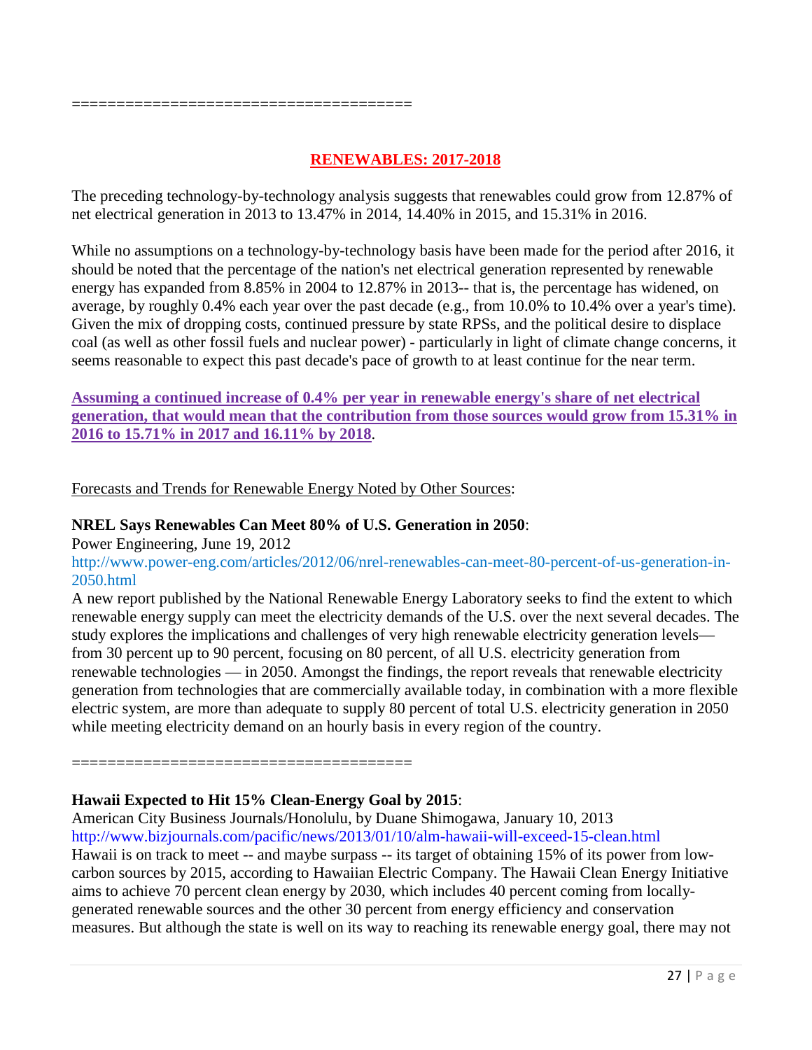=====================================

## RENEWABLES: 2017-2018

The preceding technology-by-technology analysis suggests that renewables could grow from 12.87% of net electrical generation in 2013 to 13.47% in 2014, 14.40% in 2015, and 15.31% in 2016.

While no assumptions on a technology-by-technology basis have been made for the period after 2016, it should be noted that the percentage of the nation's net electrical generation represented by renewable energy has expanded from 8.85% in 2004 to 12.87% in 2013-- that is, the percentage has widened, on average, by roughly 0.4% each year over the past decade (e.g., from 10.0% to 10.4% over a year's time). Given the mix of dropping costs, continued pressure by state RPSs, and the political desire to displace coal (as well as other fossil fuels and nuclear power) - particularly in light of climate change concerns, it seems reasonable to expect this past decade's pace of growth to at least continue for the near term.

**Assuming a continued increase of 0.4% per year in renewable energy's share of net electrical generation, that would mean that the contribution from those sources would grow from 15.31% in 2016 to 15.71% in 2017 and 16.11% by 2018**.

Forecasts and Trends for Renewable Energy Noted by Other Sources:

**NREL Says Renewables Can Meet 80% of U.S. Generation in 2050**:
Power Engineering, June 19, 2012
http://www.power-eng.com/articles/2012/06/nrel-renewables-can-meet-80-percent-of-us-generation-in-2050.html
A new report published by the National Renewable Energy Laboratory seeks to find the extent to which renewable energy supply can meet the electricity demands of the U.S. over the next several decades. The study explores the implications and challenges of very high renewable electricity generation levels— from 30 percent up to 90 percent, focusing on 80 percent, of all U.S. electricity generation from renewable technologies — in 2050. Amongst the findings, the report reveals that renewable electricity generation from technologies that are commercially available today, in combination with a more flexible electric system, are more than adequate to supply 80 percent of total U.S. electricity generation in 2050 while meeting electricity demand on an hourly basis in every region of the country.

=====================================

**Hawaii Expected to Hit 15% Clean-Energy Goal by 2015**:
American City Business Journals/Honolulu, by Duane Shimogawa, January 10, 2013
http://www.bizjournals.com/pacific/news/2013/01/10/alm-hawaii-will-exceed-15-clean.html
Hawaii is on track to meet -- and maybe surpass -- its target of obtaining 15% of its power from low-carbon sources by 2015, according to Hawaiian Electric Company. The Hawaii Clean Energy Initiative aims to achieve 70 percent clean energy by 2030, which includes 40 percent coming from locally-generated renewable sources and the other 30 percent from energy efficiency and conservation measures. But although the state is well on its way to reaching its renewable energy goal, there may not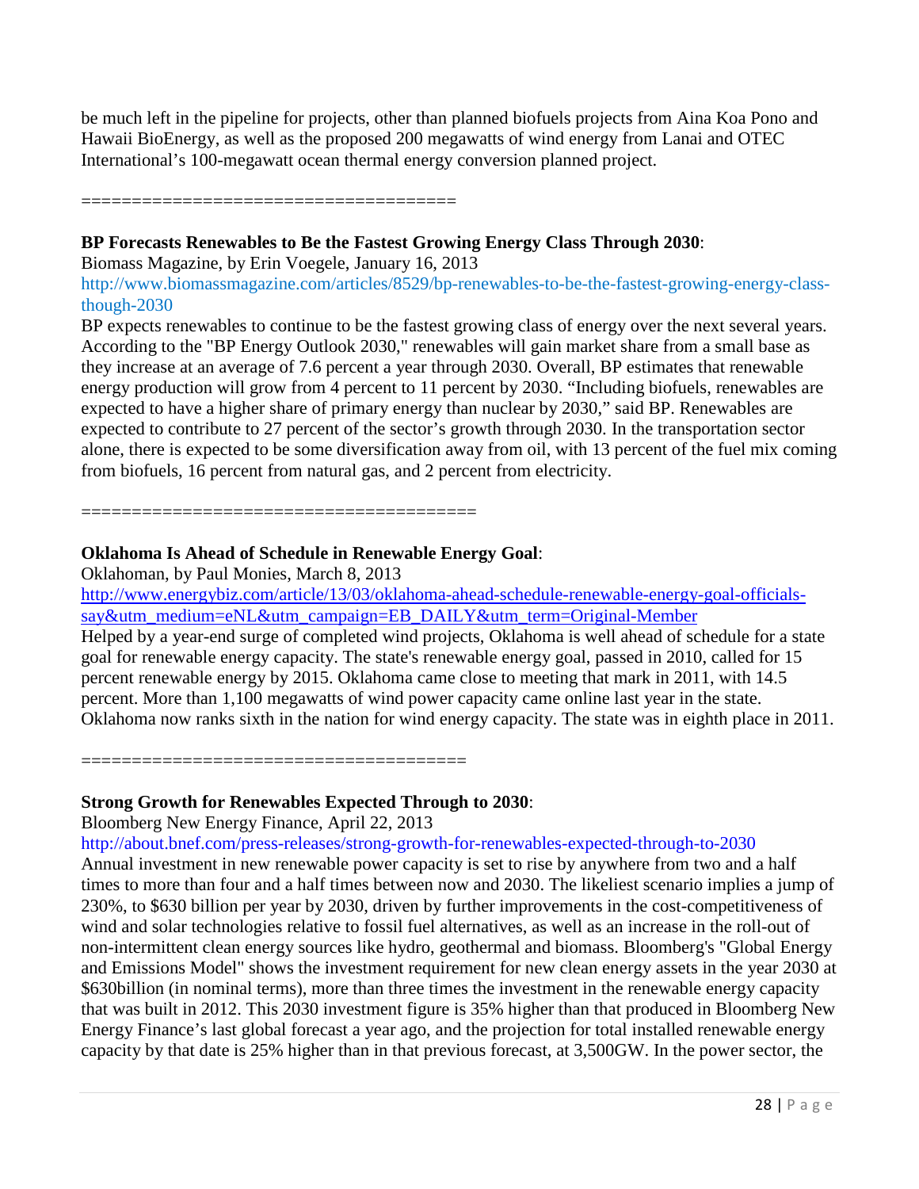be much left in the pipeline for projects, other than planned biofuels projects from Aina Koa Pono and Hawaii BioEnergy, as well as the proposed 200 megawatts of wind energy from Lanai and OTEC International's 100-megawatt ocean thermal energy conversion planned project.

=====================================

**BP Forecasts Renewables to Be the Fastest Growing Energy Class Through 2030**:

Biomass Magazine, by Erin Voegele, January 16, 2013

http://www.biomassmagazine.com/articles/8529/bp-renewables-to-be-the-fastest-growing-energy-class-though-2030

BP expects renewables to continue to be the fastest growing class of energy over the next several years. According to the "BP Energy Outlook 2030," renewables will gain market share from a small base as they increase at an average of 7.6 percent a year through 2030. Overall, BP estimates that renewable energy production will grow from 4 percent to 11 percent by 2030. "Including biofuels, renewables are expected to have a higher share of primary energy than nuclear by 2030," said BP. Renewables are expected to contribute to 27 percent of the sector's growth through 2030. In the transportation sector alone, there is expected to be some diversification away from oil, with 13 percent of the fuel mix coming from biofuels, 16 percent from natural gas, and 2 percent from electricity.

=======================================

**Oklahoma Is Ahead of Schedule in Renewable Energy Goal**:

Oklahoman, by Paul Monies, March 8, 2013

http://www.energybiz.com/article/13/03/oklahoma-ahead-schedule-renewable-energy-goal-officials-say&utm_medium=eNL&utm_campaign=EB_DAILY&utm_term=Original-Member

Helped by a year-end surge of completed wind projects, Oklahoma is well ahead of schedule for a state goal for renewable energy capacity. The state's renewable energy goal, passed in 2010, called for 15 percent renewable energy by 2015. Oklahoma came close to meeting that mark in 2011, with 14.5 percent. More than 1,100 megawatts of wind power capacity came online last year in the state. Oklahoma now ranks sixth in the nation for wind energy capacity. The state was in eighth place in 2011.

=====================================

**Strong Growth for Renewables Expected Through to 2030**:

Bloomberg New Energy Finance, April 22, 2013

http://about.bnef.com/press-releases/strong-growth-for-renewables-expected-through-to-2030

Annual investment in new renewable power capacity is set to rise by anywhere from two and a half times to more than four and a half times between now and 2030. The likeliest scenario implies a jump of 230%, to $630 billion per year by 2030, driven by further improvements in the cost-competitiveness of wind and solar technologies relative to fossil fuel alternatives, as well as an increase in the roll-out of non-intermittent clean energy sources like hydro, geothermal and biomass. Bloomberg's "Global Energy and Emissions Model" shows the investment requirement for new clean energy assets in the year 2030 at $630billion (in nominal terms), more than three times the investment in the renewable energy capacity that was built in 2012. This 2030 investment figure is 35% higher than that produced in Bloomberg New Energy Finance's last global forecast a year ago, and the projection for total installed renewable energy capacity by that date is 25% higher than in that previous forecast, at 3,500GW. In the power sector, the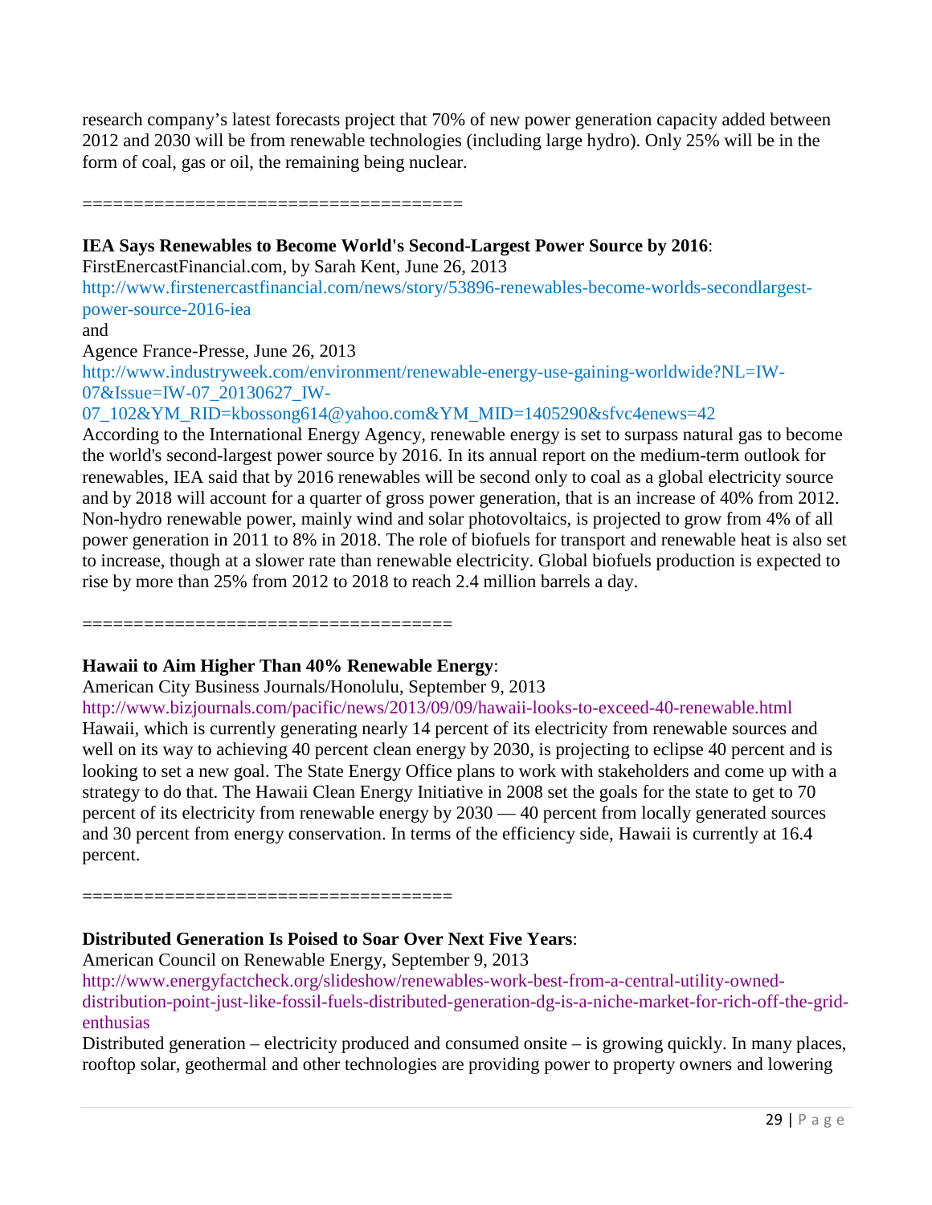research company's latest forecasts project that 70% of new power generation capacity added between 2012 and 2030 will be from renewable technologies (including large hydro). Only 25% will be in the form of coal, gas or oil, the remaining being nuclear.

====================================

**IEA Says Renewables to Become World's Second-Largest Power Source by 2016**:
FirstEnercastFinancial.com, by Sarah Kent, June 26, 2013
http://www.firstenercastfinancial.com/news/story/53896-renewables-become-worlds-secondlargest-power-source-2016-iea
and
Agence France-Presse, June 26, 2013
http://www.industryweek.com/environment/renewable-energy-use-gaining-worldwide?NL=IW-07&Issue=IW-07_20130627_IW-07_102&YM_RID=kbossong614@yahoo.com&YM_MID=1405290&sfvc4enews=42
According to the International Energy Agency, renewable energy is set to surpass natural gas to become the world's second-largest power source by 2016. In its annual report on the medium-term outlook for renewables, IEA said that by 2016 renewables will be second only to coal as a global electricity source and by 2018 will account for a quarter of gross power generation, that is an increase of 40% from 2012. Non-hydro renewable power, mainly wind and solar photovoltaics, is projected to grow from 4% of all power generation in 2011 to 8% in 2018. The role of biofuels for transport and renewable heat is also set to increase, though at a slower rate than renewable electricity. Global biofuels production is expected to rise by more than 25% from 2012 to 2018 to reach 2.4 million barrels a day.

===================================

**Hawaii to Aim Higher Than 40% Renewable Energy**:
American City Business Journals/Honolulu, September 9, 2013
http://www.bizjournals.com/pacific/news/2013/09/09/hawaii-looks-to-exceed-40-renewable.html
Hawaii, which is currently generating nearly 14 percent of its electricity from renewable sources and well on its way to achieving 40 percent clean energy by 2030, is projecting to eclipse 40 percent and is looking to set a new goal. The State Energy Office plans to work with stakeholders and come up with a strategy to do that. The Hawaii Clean Energy Initiative in 2008 set the goals for the state to get to 70 percent of its electricity from renewable energy by 2030 — 40 percent from locally generated sources and 30 percent from energy conservation. In terms of the efficiency side, Hawaii is currently at 16.4 percent.

===================================

**Distributed Generation Is Poised to Soar Over Next Five Years**:
American Council on Renewable Energy, September 9, 2013
http://www.energyfactcheck.org/slideshow/renewables-work-best-from-a-central-utility-owned-distribution-point-just-like-fossil-fuels-distributed-generation-dg-is-a-niche-market-for-rich-off-the-grid-enthusias
Distributed generation – electricity produced and consumed onsite – is growing quickly. In many places, rooftop solar, geothermal and other technologies are providing power to property owners and lowering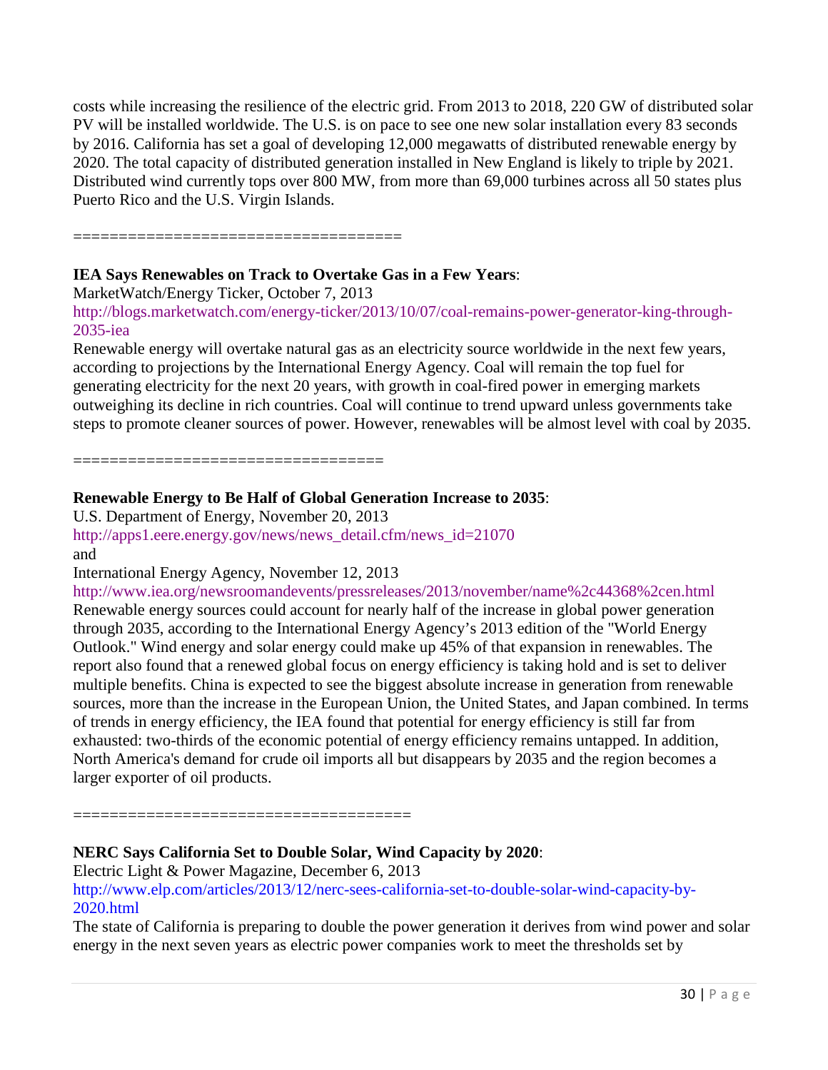costs while increasing the resilience of the electric grid. From 2013 to 2018, 220 GW of distributed solar PV will be installed worldwide. The U.S. is on pace to see one new solar installation every 83 seconds by 2016. California has set a goal of developing 12,000 megawatts of distributed renewable energy by 2020. The total capacity of distributed generation installed in New England is likely to triple by 2021. Distributed wind currently tops over 800 MW, from more than 69,000 turbines across all 50 states plus Puerto Rico and the U.S. Virgin Islands.

====================================

**IEA Says Renewables on Track to Overtake Gas in a Few Years**:
MarketWatch/Energy Ticker, October 7, 2013
http://blogs.marketwatch.com/energy-ticker/2013/10/07/coal-remains-power-generator-king-through-2035-iea
Renewable energy will overtake natural gas as an electricity source worldwide in the next few years, according to projections by the International Energy Agency. Coal will remain the top fuel for generating electricity for the next 20 years, with growth in coal-fired power in emerging markets outweighing its decline in rich countries. Coal will continue to trend upward unless governments take steps to promote cleaner sources of power. However, renewables will be almost level with coal by 2035.

==================================

**Renewable Energy to Be Half of Global Generation Increase to 2035**:
U.S. Department of Energy, November 20, 2013
http://apps1.eere.energy.gov/news/news_detail.cfm/news_id=21070
and
International Energy Agency, November 12, 2013
http://www.iea.org/newsroomandevents/pressreleases/2013/november/name%2c44368%2cen.html
Renewable energy sources could account for nearly half of the increase in global power generation through 2035, according to the International Energy Agency's 2013 edition of the "World Energy Outlook." Wind energy and solar energy could make up 45% of that expansion in renewables. The report also found that a renewed global focus on energy efficiency is taking hold and is set to deliver multiple benefits. China is expected to see the biggest absolute increase in generation from renewable sources, more than the increase in the European Union, the United States, and Japan combined. In terms of trends in energy efficiency, the IEA found that potential for energy efficiency is still far from exhausted: two-thirds of the economic potential of energy efficiency remains untapped. In addition, North America's demand for crude oil imports all but disappears by 2035 and the region becomes a larger exporter of oil products.

=====================================

**NERC Says California Set to Double Solar, Wind Capacity by 2020**:
Electric Light & Power Magazine, December 6, 2013
http://www.elp.com/articles/2013/12/nerc-sees-california-set-to-double-solar-wind-capacity-by-2020.html
The state of California is preparing to double the power generation it derives from wind power and solar energy in the next seven years as electric power companies work to meet the thresholds set by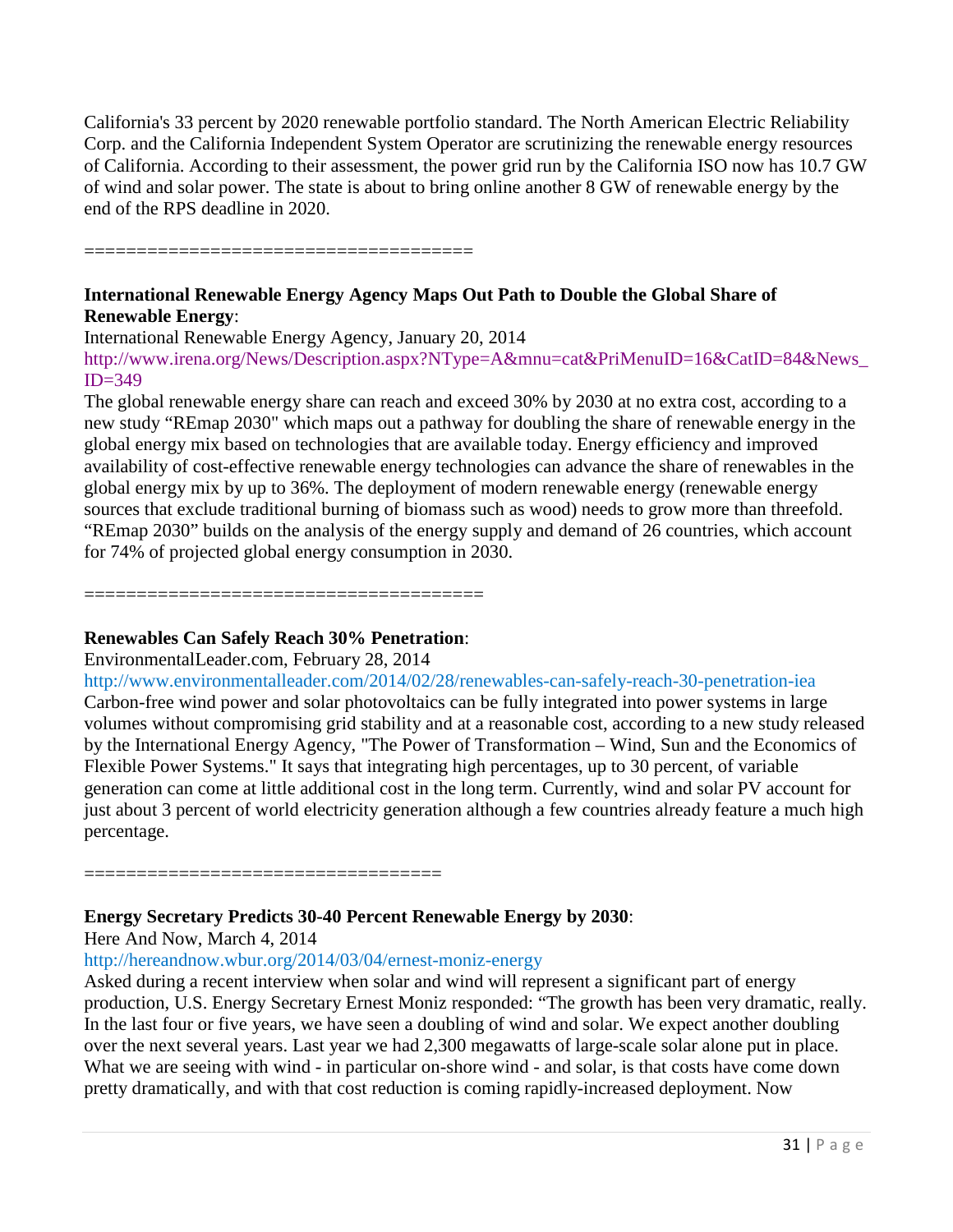California's 33 percent by 2020 renewable portfolio standard. The North American Electric Reliability Corp. and the California Independent System Operator are scrutinizing the renewable energy resources of California. According to their assessment, the power grid run by the California ISO now has 10.7 GW of wind and solar power. The state is about to bring online another 8 GW of renewable energy by the end of the RPS deadline in 2020.

====================================

**International Renewable Energy Agency Maps Out Path to Double the Global Share of Renewable Energy**:
International Renewable Energy Agency, January 20, 2014
http://www.irena.org/News/Description.aspx?NType=A&mnu=cat&PriMenuID=16&CatID=84&News_ID=349
The global renewable energy share can reach and exceed 30% by 2030 at no extra cost, according to a new study "REmap 2030" which maps out a pathway for doubling the share of renewable energy in the global energy mix based on technologies that are available today. Energy efficiency and improved availability of cost-effective renewable energy technologies can advance the share of renewables in the global energy mix by up to 36%. The deployment of modern renewable energy (renewable energy sources that exclude traditional burning of biomass such as wood) needs to grow more than threefold. "REmap 2030" builds on the analysis of the energy supply and demand of 26 countries, which account for 74% of projected global energy consumption in 2030.

=====================================

**Renewables Can Safely Reach 30% Penetration**:
EnvironmentalLeader.com, February 28, 2014
http://www.environmentalleader.com/2014/02/28/renewables-can-safely-reach-30-penetration-iea
Carbon-free wind power and solar photovoltaics can be fully integrated into power systems in large volumes without compromising grid stability and at a reasonable cost, according to a new study released by the International Energy Agency, "The Power of Transformation – Wind, Sun and the Economics of Flexible Power Systems." It says that integrating high percentages, up to 30 percent, of variable generation can come at little additional cost in the long term. Currently, wind and solar PV account for just about 3 percent of world electricity generation although a few countries already feature a much high percentage.

=================================

**Energy Secretary Predicts 30-40 Percent Renewable Energy by 2030**:
Here And Now, March 4, 2014
http://hereandnow.wbur.org/2014/03/04/ernest-moniz-energy
Asked during a recent interview when solar and wind will represent a significant part of energy production, U.S. Energy Secretary Ernest Moniz responded: "The growth has been very dramatic, really. In the last four or five years, we have seen a doubling of wind and solar. We expect another doubling over the next several years. Last year we had 2,300 megawatts of large-scale solar alone put in place. What we are seeing with wind - in particular on-shore wind - and solar, is that costs have come down pretty dramatically, and with that cost reduction is coming rapidly-increased deployment. Now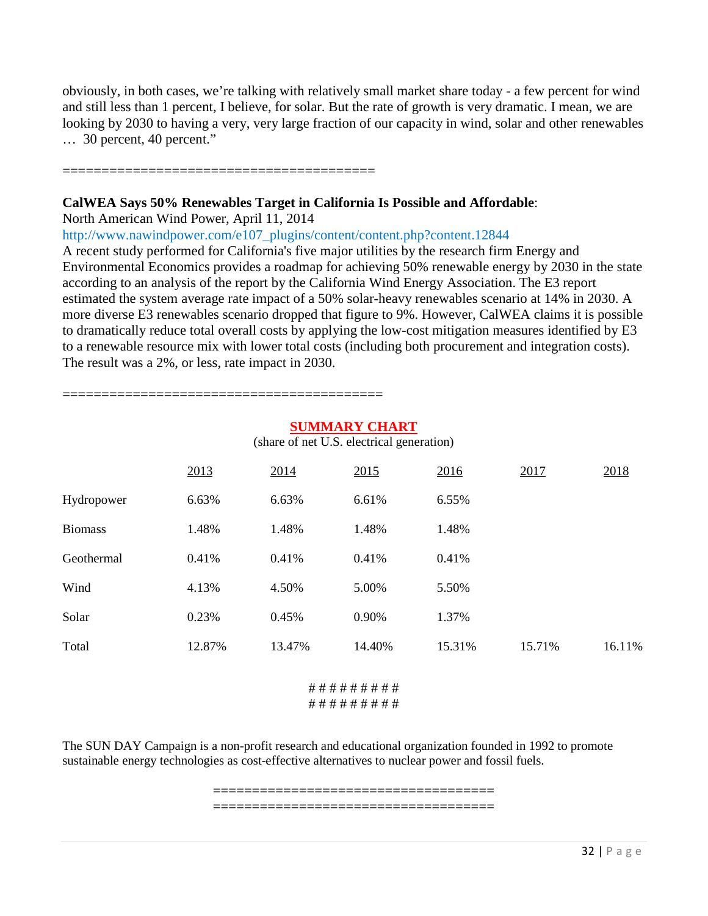obviously, in both cases, we're talking with relatively small market share today - a few percent for wind and still less than 1 percent, I believe, for solar. But the rate of growth is very dramatic. I mean, we are looking by 2030 to having a very, very large fraction of our capacity in wind, solar and other renewables … 30 percent, 40 percent."

========================================

**CalWEA Says 50% Renewables Target in California Is Possible and Affordable**:
North American Wind Power, April 11, 2014
http://www.nawindpower.com/e107_plugins/content/content.php?content.12844
A recent study performed for California's five major utilities by the research firm Energy and Environmental Economics provides a roadmap for achieving 50% renewable energy by 2030 in the state according to an analysis of the report by the California Wind Energy Association. The E3 report estimated the system average rate impact of a 50% solar-heavy renewables scenario at 14% in 2030. A more diverse E3 renewables scenario dropped that figure to 9%. However, CalWEA claims it is possible to dramatically reduce total overall costs by applying the low-cost mitigation measures identified by E3 to a renewable resource mix with lower total costs (including both procurement and integration costs). The result was a 2%, or less, rate impact in 2030.

========================================

## SUMMARY CHART

(share of net U.S. electrical generation)

| | 2013 | 2014 | 2015 | 2016 | 2017 | 2018 |
|---|---|---|---|---|---|---|
| Hydropower | 6.63% | 6.63% | 6.61% | 6.55% | | |
| Biomass | 1.48% | 1.48% | 1.48% | 1.48% | | |
| Geothermal | 0.41% | 0.41% | 0.41% | 0.41% | | |
| Wind | 4.13% | 4.50% | 5.00% | 5.50% | | |
| Solar | 0.23% | 0.45% | 0.90% | 1.37% | | |
| Total | 12.87% | 13.47% | 14.40% | 15.31% | 15.71% | 16.11% |

# # # # # # # # #
# # # # # # # # #

The SUN DAY Campaign is a non-profit research and educational organization founded in 1992 to promote sustainable energy technologies as cost-effective alternatives to nuclear power and fossil fuels.

===================================
===================================